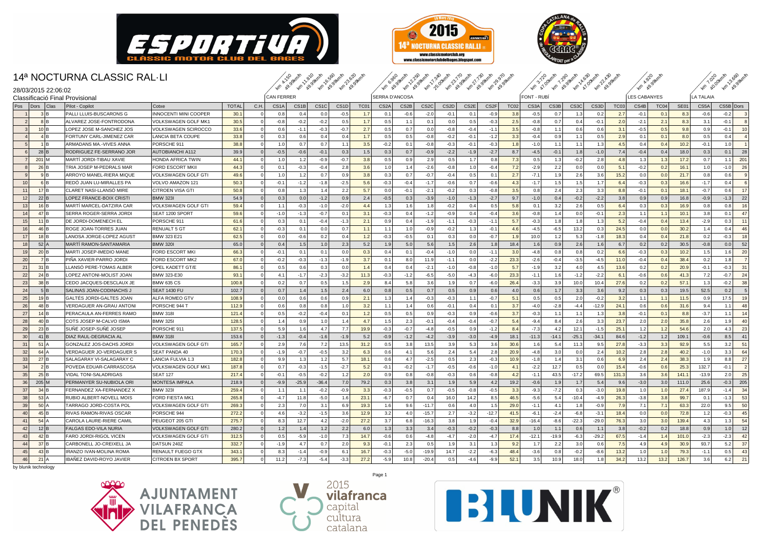# 14ª NOCTURNA CLASSIC RAL·LI

28/03/2015 22:06:02

Classificació Final Provisional

| | | | | | | | CAN FERRER | | | | | SERRA D'ANCOSA | | | | | | | FONT - RUBÍ | | | | | LES CABANYES | | | LA TALAIA | | |
|---|---|---|---|---|---|---|---|---|---|---|---|---|---|---|---|---|---|---|---|---|---|---|---|---|---|---|---|---|---|
| | | | | | | | km 4.150 49.99km/h | km 11.810 49.99km/h | km 16.560 49.99km/h | km 23.620 49.99km/h | | km 6.960 49.99km/h | km 12.250 49.99km/h | km 17.340 25.00km/h | km 23.770 49.99km/h | km 27.730 49.99km/h | km 29.970 49.99km/h | | km 3.720 47.00km/h | km 7.290 49.99km/h | km 14.630 47.00km/h | km 22.430 49.99km/h | | km 4.920 49.99km/h | | | km 7.020 40.00km/h | km 13.650 49.99km/h | |
| Pos | Dors | Clas | Pilot - Copilot | Cotxe | TOTAL | C.H. | CS1A | CS1B | CS1C | CS1D | TC01 | CS2A | CS2B | CS2C | CS2D | CS2E | CS2F | TC02 | CS3A | CS3B | CS3C | CS3D | TC03 | CS4B | TC04 | SE01 | CS5A | CS5B | Dors |
| 1 | 3 | B | PALLI LLUIS-BUSCARONS G | INNOCENTI MINI COOPER | 30.1 | 0 | 0.8 | 0.4 | 0.0 | -0.5 | 1.7 | 0.1 | -0.6 | -2.0 | -0.1 | 0.1 | -0.9 | 3.8 | -0.5 | 0.7 | 1.3 | 0.2 | 2.7 | -0.1 | 0.1 | 8.3 | -0.6 | -0.2 | 3 |
| 2 | 8 | B | ALVAREZ JOSE-FONTRODONA | VOLKSWAGEN GOLF MK1 | 30.5 | 0 | -0.8 | -0.2 | -0.2 | 0.5 | 1.7 | 0.5 | 1.1 | 0.1 | 0.0 | 0.5 | -0.3 | 2.5 | -0.8 | 0.7 | 0.4 | -0.1 | 2.0 | -2.1 | 2.1 | 8.3 | 3.1 | -0.1 | 8 |
| 3 | 10 | B | LOPEZ JOSE M-SANCHEZ JOS | VOLKSWAGEN SCIROCCO | 33.6 | 0 | 0.6 | -1.1 | -0.3 | -0.7 | 2.7 | 0.5 | 0.7 | 0.0 | -0.8 | -0.4 | -1.1 | 3.5 | -0.8 | 1.1 | 0.6 | 0.6 | 3.1 | -0.5 | 0.5 | 9.8 | 0.9 | -0.1 | 10 |
| 4 | 4 | B | FORTUNY CARL-JIMENEZ CAR | LANCIA BETA COUPE | 33.8 | 0 | 0.3 | 0.6 | 0.4 | 0.4 | 1.7 | 0.5 | 0.5 | -0.8 | -0.2 | -0.1 | -1.2 | 3.3 | -0.4 | 0.9 | 1.1 | 0.5 | 2.9 | 0.1 | 0.1 | 8.0 | 0.5 | 0.4 | 4 |
| 5 | 1 | B | ARMADANS MA.-VIVES ANNA | PORSCHE 911 | 38.8 | 0 | 1.0 | 0.7 | 0.7 | 1.1 | 3.5 | -0.2 | 0.1 | -0.8 | -0.3 | -0.1 | -0.3 | 1.8 | -1.0 | 1.1 | 1.1 | 1.3 | 4.5 | 0.4 | 0.4 | 10.2 | -0.1 | 1.0 | 1 |
| 6 | 28 | B | RODRIGUEZ FE-SERRANO JOR | AUTOBIANCHI A112 | 39.9 | 0 | -0.5 | -0.6 | -0.1 | 0.3 | 1.5 | 0.3 | 0.7 | -0.9 | -2.2 | -1.9 | -2.7 | 8.7 | -4.5 | -0.1 | 1.8 | -1.0 | 7.4 | -0.4 | 0.4 | 18.0 | 0.3 | 0.1 | 28 |
| 7 | 201 | M | MARTÍ JORDI-TIBAU XAVIE | HONDA AFRICA TWIN | 44.1 | 0 | 1.0 | 1.2 | -0.9 | -0.7 | 3.8 | 0.5 | 0.9 | 2.9 | 0.5 | 1.7 | 0.8 | 7.3 | 0.5 | 1.3 | -0.2 | 2.8 | 4.8 | 1.3 | 1.3 | 17.2 | 0.7 | 1.1 | 201 |
| 8 | 26 | B | TRIA JOSEP M-PEDRALS MAR | FORD ESCORT MKII | 44.3 | 0 | 0.1 | -0.3 | -0.4 | 2.8 | 3.6 | 1.0 | 1.4 | -2.6 | -0.8 | 1.0 | -0.4 | 7.2 | -2.9 | 2.2 | 0.0 | 0.0 | 5.1 | -0.2 | 0.2 | 16.1 | 1.0 | -1.0 | 26 |
| 9 | 9 | B | ARROYO MANEL-RIERA MIQUE | VOLKSWAGEN GOLF GTI | 49.6 | 0 | 1.0 | 1.2 | 0.7 | 0.9 | 3.8 | 0.3 | 0.7 | -0.7 | -0.4 | 0.5 | 0.1 | 2.7 | -7.1 | 1.9 | 2.6 | 3.6 | 15.2 | 0.0 | 0.0 | 21.7 | 0.8 | 0.6 | 9 |
| 10 | 6 | B | REDÓ JUAN LU-MIRALLES PA | VOLVO AMAZON 121 | 50.3 | 0 | -0.1 | -1.2 | -1.8 | -2.5 | 5.6 | -0.3 | -0.4 | -1.7 | -0.6 | 0.7 | -0.6 | 4.3 | -1.7 | 1.5 | 1.5 | 1.7 | 6.4 | -0.3 | 0.3 | 16.6 | -1.7 | 0.4 | 6 |
| 11 | 17 | B | CLARET NASI-LLANSÓ MIRE | CITROEN VISA GTI | 50.8 | 0 | 0.8 | 1.3 | 1.4 | 2.2 | 5.7 | 0.0 | -0.1 | -2.1 | -0.2 | 0.3 | -0.8 | 3.5 | 0.8 | 2.4 | 2.3 | 3.3 | 8.8 | -0.1 | 0.1 | 18.1 | -0.7 | 0.6 | 17 |
| 12 | 22 | B | LOPEZ FRANCE-BOIX CRISTI | BMW 323I | 54.9 | 0 | 0.3 | 0.0 | -1.2 | 0.9 | 2.4 | -0.5 | 0.3 | -3.9 | -1.0 | -1.3 | -2.7 | 9.7 | -1.0 | 0.4 | -0.2 | -2.2 | 3.8 | 0.9 | 0.9 | 16.8 | -0.9 | -1.3 | 22 |
| 13 | 16 | B | MARTÍ MARCEL-DATZIRA CAR | VOLKSWAGEN GOLF GTI | 59.4 | 0 | 1.1 | -0.3 | -1.0 | -2.0 | 4.4 | 1.3 | 1.6 | 1.8 | -0.2 | 0.4 | 0.5 | 5.8 | 0.1 | 3.2 | 2.6 | 0.5 | 6.4 | 0.3 | 0.3 | 16.9 | 0.8 | 0.8 | 16 |
| 14 | 47 | B | SERRA ROGER-SERRA JORDI | SEAT 1200 SPORT | 59.6 | 0 | -1.0 | -1.3 | -0.7 | 0.1 | 3.1 | -0.3 | 0.4 | -1.2 | -0.9 | 0.4 | -0.4 | 3.6 | -0.8 | 1.4 | 0.0 | -0.1 | 2.3 | 1.1 | 1.1 | 10.1 | 3.8 | 0.1 | 47 |
| 15 | 11 | B | DE JORDI-DOMENECH EL | PORSCHE 911 | 61.6 | 0 | 0.3 | 0.1 | -0.4 | -1.3 | 2.1 | 0.9 | 0.4 | -1.9 | -1.1 | -0.3 | -1.1 | 5.7 | -0.3 | 1.8 | 1.8 | 1.3 | 5.2 | -0.4 | 0.4 | 13.4 | -2.9 | 0.3 | 11 |
| 16 | 46 | B | ROGE JOAN-TORRES JUAN | RENUALT 5 GT | 62.1 | 0 | -0.3 | 0.1 | 0.0 | 0.7 | 1.1 | 1.1 | 1.0 | -0.9 | -0.2 | 1.3 | -0.1 | 4.6 | -4.5 | -6.5 | 13.2 | 0.3 | 24.5 | 0.0 | 0.0 | 30.2 | 1.4 | 0.4 | 46 |
| 17 | 18 | B | LANOSA JORGE-LOPEZ AGUST | BMW 323 E21 | 62.5 | 0 | 0.0 | -0.6 | 0.2 | 0.4 | 1.2 | -0.3 | -0.5 | 0.1 | 0.3 | 0.0 | -0.7 | 1.9 | 10.0 | 1.2 | 5.3 | -1.8 | 18.3 | 0.4 | 0.4 | 21.8 | 0.2 | -0.3 | 18 |
| 18 | 52 | A | MARTÍ RAMON-SANTAMARIA | BMW 320I | 65.0 | 0 | 0.4 | 1.5 | 1.0 | 2.3 | 5.2 | 1.9 | 5.0 | 5.6 | 1.5 | 2.6 | 1.8 | 18.4 | 1.6 | 0.9 | 2.6 | 1.6 | 6.7 | 0.2 | 0.2 | 30.5 | -0.8 | 0.0 | 52 |
| 19 | 20 | B | MARTI JOSEP-IMEDIO MANE | FORD ESCORT MKI | 66.3 | 0 | -0.1 | 0.1 | 0.1 | 0.0 | 0.3 | 0.4 | 0.1 | -0.4 | -1.0 | 0.0 | -1.1 | 3.0 | -4.8 | 0.8 | 0.8 | 0.2 | 6.6 | -0.3 | 0.3 | 10.2 | 1.5 | 1.6 | 20 |
| 20 | 7 | B | PIÑA XAVIER-PARRO JORDI | FORD ESCORT MK2 | 67.0 | 0 | -0.2 | -0.3 | -1.3 | -1.9 | 3.7 | 0.1 | 8.0 | 11.9 | -1.1 | 0.0 | -2.2 | 23.3 | -2.6 | -0.4 | -3.5 | -4.5 | 11.0 | -0.4 | 0.4 | 38.4 | 0.2 | 1.8 | 7 |
| 21 | 31 | B | LLANSÓ PERE-TOMAS ALBER | OPEL KADETT GT/E | 86.1 | 0 | 0.5 | 0.6 | 0.3 | 0.0 | 1.4 | 0.4 | 0.4 | -2.1 | -1.0 | -0.8 | -1.0 | 5.7 | -1.9 | 3.2 | 4.0 | 4.5 | 13.6 | 0.2 | 0.2 | 20.9 | -0.1 | -0.3 | 31 |
| 22 | 24 | B | LOPEZ ANTONI-MOLIST JOAN | BMW 323-E30 | 93.1 | 0 | 4.1 | -1.7 | -2.3 | -3.2 | 11.3 | -0.3 | -1.2 | -6.5 | -5.0 | -4.3 | -6.0 | 23.3 | -1.1 | 1.6 | -1.2 | -2.2 | 6.1 | -0.6 | 0.6 | 41.3 | 7.2 | -0.7 | 24 |
| 23 | 38 | B | CEDO JACQUES-DESCLAUX JE | BMW 635 CS | 100.8 | 0 | 0.2 | 0.7 | 0.5 | 1.5 | 2.9 | 8.4 | 5.8 | 3.6 | 1.9 | 0.7 | -6.0 | 26.4 | -3.3 | 3.9 | 10.0 | 10.4 | 27.6 | 0.2 | 0.2 | 57.1 | 1.3 | -0.2 | 38 |
| 24 | 5 | B | SALINAS JOAN-CODINACHS J | SEAT 1430 FU | 102.7 | 0 | 0.7 | 1.4 | 1.5 | 2.4 | 6.0 | 0.8 | 0.5 | 0.7 | 0.5 | 0.9 | 0.6 | 4.0 | 0.6 | 1.7 | 3.3 | 3.6 | 9.2 | 0.3 | 0.3 | 19.5 | 52.5 | 0.2 | 5 |
| 25 | 19 | B | GALTÉS JORDI-GALTES JOAN | ALFA ROMEO GTV | 108.9 | 0 | 0.0 | 0.6 | 0.6 | 0.9 | 2.1 | 1.3 | 1.4 | -0.3 | -0.3 | 1.1 | -0.7 | 5.1 | 0.5 | 0.5 | 2.0 | -0.2 | 3.2 | 1.1 | 1.1 | 11.5 | 0.9 | 17.5 | 19 |
| 26 | 48 | B | VERDAGUER AN-GRAU ANTONI | PORSCHE 944 T | 112.9 | 0 | 0.6 | 0.8 | 0.8 | 1.0 | 3.2 | 1.1 | 1.4 | 0.6 | -0.1 | 0.4 | 0.1 | 3.7 | -4.0 | -2.8 | -4.4 | -12.9 | 24.1 | 0.6 | 0.6 | 31.6 | 9.4 | 1.1 | 48 |
| 27 | 14 | B | PERACAULA AN-FERRES RAMO | BMW 318I | 121.4 | 0 | 0.5 | -0.2 | -0.4 | 0.1 | 1.2 | 0.5 | 0.5 | 0.9 | -0.3 | 0.9 | -0.6 | 3.7 | -0.3 | 1.1 | 1.1 | 1.3 | 3.8 | -0.1 | 0.1 | 8.8 | -3.7 | 1.1 | 14 |
| 28 | 40 | B | COTS JOSEP M-CALVO ISMA | BMW 325I | 128.5 | 0 | 1.4 | 0.9 | 1.0 | 1.4 | 4.7 | 1.5 | 2.3 | -0.1 | -0.4 | -0.4 | -0.7 | 5.4 | -9.4 | 8.4 | 2.6 | 3.3 | 23.7 | 2.0 | 2.0 | 35.8 | 2.6 | 1.9 | 40 |
| 29 | 23 | B | SUÑÉ JOSEP-SUÑÉ JOSEP | PORSCHE 911 | 137.5 | 0 | 5.9 | 1.6 | 4.7 | 7.7 | 19.9 | -0.3 | -0.7 | -4.8 | -0.5 | 0.9 | -1.2 | 8.4 | -7.3 | 4.2 | 12.1 | -1.5 | 25.1 | 1.2 | 1.2 | 54.6 | 2.0 | 4.3 | 23 |
| 30 | 41 | B | DIAZ RAUL-DEGRACIA AL | BMW 318I | 153.6 | 0 | -1.3 | -0.4 | -1.6 | -1.9 | 5.2 | -0.9 | -1.2 | -4.2 | -3.9 | -3.0 | -4.9 | 18.1 | -11.3 | -14.1 | -25.1 | -34.1 | 84.6 | -1.2 | 1.2 | 109.1 | -0.6 | 8.5 | 41 |
| 31 | 51 | A | GONZALEZ JOS-DACHS JORDI | VOLKSWAGEN GOLF GTI | 165.7 | 0 | 2.9 | 7.6 | 7.2 | 13.5 | 31.2 | 0.5 | 3.8 | 13.5 | 3.9 | 5.3 | 3.6 | 30.6 | 1.6 | 5.4 | 11.3 | 9.5 | 27.8 | -3.3 | 3.3 | 92.9 | 5.5 | 3.2 | 51 |
| 32 | 64 | A | VERDAGUER JO-VERDAGUER S | SEAT PANDA 40 | 170.3 | 0 | -1.9 | -0.7 | -0.5 | 3.2 | 6.3 | 0.6 | 4.1 | 5.6 | 2.4 | 5.4 | 2.8 | 20.9 | -4.8 | 3.0 | 0.0 | 2.4 | 10.2 | 2.8 | 2.8 | 40.2 | -1.0 | 3.3 | 64 |
| 33 | 27 | B | SALAGARAY VI-SALAGARAY C | LANCIA FULVIA 1.3 | 182.8 | 0 | 9.9 | 1.3 | 1.2 | 5.7 | 18.1 | 0.6 | 4.7 | -2.5 | 0.5 | 2.3 | -0.3 | 10.9 | -1.8 | 1.4 | 3.1 | 0.6 | 6.9 | 2.4 | 2.4 | 38.3 | 1.9 | 8.8 | 27 |
| 34 | 2 | B | POVEDA EDUAR-CARRASCOSA | VOLKSWAGEN GOLF MK1 | 187.8 | 0 | 0.7 | -0.3 | -1.5 | -2.7 | 5.2 | -0.1 | -0.2 | -1.7 | -0.5 | -0.6 | -1.0 | 4.1 | -2.2 | 12.7 | 0.5 | 0.0 | 15.4 | -0.6 | 0.6 | 25.3 | 132.7 | -0.1 | 2 |
| 35 | 25 | B | VIDAL TONI-SALADRIGAS | SEAT 127 | 217.4 | 0 | -0.1 | -0.5 | -0.2 | 1.2 | 2.0 | 0.9 | 0.8 | -0.8 | -0.3 | 0.6 | -0.8 | 4.2 | -1.1 | 43.5 | -17.2 | 69.5 | 131.3 | 3.6 | 3.6 | 141.1 | -13.9 | 2.0 | 25 |
| 36 | 205 | M | PERMANYER SU-NUBIOLA ORI | MONTESA IMPALA | 218.9 | 0 | -9.9 | -25.9 | -36.4 | 7.0 | 79.2 | 0.3 | 3.8 | 3.1 | 1.9 | 5.9 | 4.2 | 19.2 | -0.6 | 1.9 | 1.7 | 5.4 | 9.6 | -3.0 | 3.0 | 111.0 | 25.6 | -0.3 | 205 |
| 37 | 34 | B | FERNANDEZ XA-FERNANDEZ X | BMW 323I | 259.4 | 0 | 1.1 | 1.1 | -0.2 | -0.9 | 3.3 | -0.3 | -0.5 | 0.7 | -0.5 | -0.8 | -0.5 | 3.3 | -9.3 | -7.2 | 0.3 | -3.0 | 19.8 | 1.0 | 1.0 | 27.4 | 187.9 | -1.4 | 34 |
| 38 | 53 | A | RUBIO ALBERT-NOVELL MOIS | FORD FIESTA MK1 | 265.8 | 0 | -4.7 | 11.8 | -5.0 | 1.6 | 23.1 | -6.7 | 0.7 | 0.4 | 16.0 | 14.2 | 8.5 | 46.5 | -5.6 | 5.4 | -10.4 | -4.9 | 26.3 | -3.8 | 3.8 | 99.7 | 0.1 | -1.3 | 53 |
| 39 | 50 | A | TARRAGO JORD-COSTA POL | VOLKSWAGEN GOLF GTI | 269.3 | 0 | 2.3 | 7.0 | 3.1 | 6.9 | 19.3 | 1.6 | 9.6 | -11.7 | 0.6 | 4.0 | 1.5 | 29.0 | -1.1 | 4.1 | 1.8 | -0.9 | 7.9 | 7.1 | 7.1 | 63.3 | 22.0 | 9.5 | 50 |
| 40 | 45 | B | RIVAS RAMON-RIVAS OSCAR | PORSCHE 944 | 272.2 | 0 | 4.6 | -3.2 | -1.5 | 3.6 | 12.9 | 3.2 | 4.0 | -15.7 | 2.7 | -3.2 | -12.7 | 41.5 | -6.1 | -2.4 | -6.8 | -3.1 | 18.4 | 0.0 | 0.0 | 72.8 | 1.2 | -0.3 | 45 |
| 41 | 54 | A | CAROLA LAURE-RIERE CAMIL | PEUGEOT 205 GTI | 275.7 | 0 | 8.3 | 12.7 | 4.2 | -2.0 | 27.2 | 3.7 | 6.8 | -16.3 | 3.8 | 1.9 | -0.4 | 32.9 | -16.4 | -8.6 | -22.3 | -29.0 | 76.3 | 3.0 | 3.0 | 139.4 | 4.3 | 1.3 | 54 |
| 42 | 12 | B | FALGAS EDO-VILA NURIA | VOLKSWAGEN GOLF GTI | 280.2 | 0 | 1.2 | 1.4 | 1.2 | 2.2 | 6.0 | 1.3 | 3.3 | 3.4 | -0.3 | -0.2 | -0.3 | 8.8 | 1.0 | 1.1 | 0.6 | 1.1 | 3.8 | -0.2 | 0.2 | 18.8 | 0.9 | 1.0 | 12 |
| 43 | 42 | B | FARO JORDI-RIGOL VICEN | VOLKSWAGEN GOLF GTI | 312.5 | 0 | 0.5 | -5.9 | -1.0 | 7.3 | 14.7 | -0.6 | 0.6 | -4.8 | -4.7 | -2.0 | -4.7 | 17.4 | -12.1 | -19.9 | -6.3 | -29.2 | 67.5 | -1.4 | 1.4 | 101.0 | -2.3 | -2.3 | 42 |
| 44 | 37 | B | CARBONELL JO-CREIXELL JA | DATSUN 240Z | 332.7 | 0 | -1.9 | 4.7 | 0.7 | 2.0 | 9.3 | -0.1 | 2.3 | 0.5 | 1.9 | 3.1 | 1.3 | 9.2 | 1.7 | 2.2 | 3.0 | 0.6 | 7.5 | 4.9 | 4.9 | 30.9 | 93.7 | 5.2 | 37 |
| 45 | 43 | B | IRANZO IVAN-MOLINA ROMA | RENAULT FUEGO GTX | 343.1 | 0 | 8.3 | -1.4 | -0.9 | 6.1 | 16.7 | -0.3 | -5.0 | -19.9 | 14.7 | -2.2 | -6.3 | 48.4 | -3.6 | 0.8 | -0.2 | -8.6 | 13.2 | 1.0 | 1.0 | 79.3 | -1.1 | 0.5 | 43 |
| 46 | 21 | A | IBAÑEZ DAVID-ROYO JAVIER | CITROEN BX SPORT | 395.7 | 0 | 11.2 | -7.3 | -5.4 | -3.3 | 27.2 | -5.9 | 10.8 | -20.4 | 0.5 | -4.6 | -9.9 | 52.1 | 3.5 | 10.9 | 18.0 | 1.8 | 34.2 | 13.2 | 13.2 | 126.7 | 3.6 | 6.2 | 21 |

by blunik technology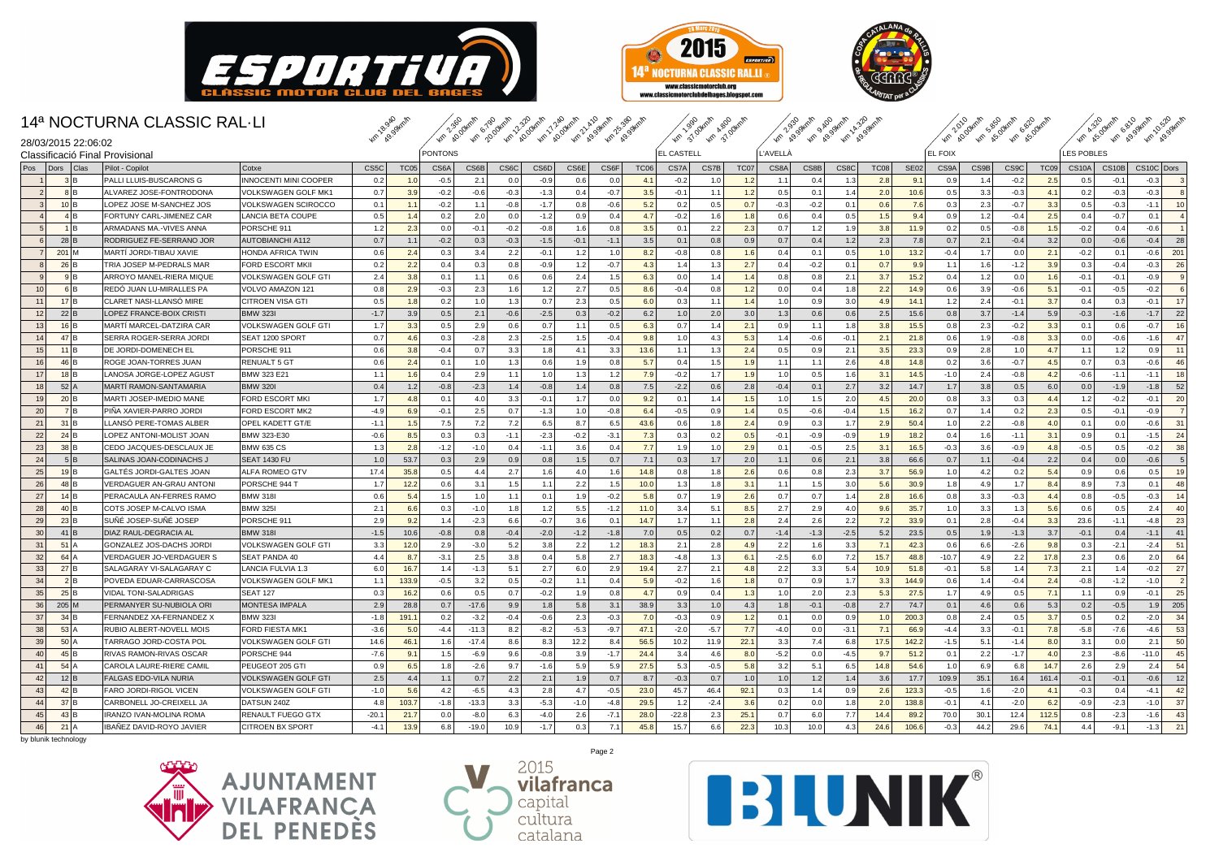# 14ª NOCTURNA CLASSIC RAL·LI

28/03/2015 22:06:02

Classificació Final Provisional

| | | | | | | PONTONS | | | | | | | | EL CASTELL | | | L'AVELLÀ | | | | | EL FOIX | | | | LES POBLES | | | |
|---|---|---|---|---|---|---|---|---|---|---|---|---|---|---|---|---|---|---|---|---|---|---|---|---|---|---|---|---|---|
| | | | | | km 18.940 49.99km/h | | km 2.360 40.00km/h | km 6.790 20.00km/h | km 12.320 40.00km/h | km 17.240 40.00km/h | km 21.410 49.99km/h | km 25.380 49.99km/h | | km 1.990 37.00km/h | km 4.800 37.00km/h | | km 2.930 49.99km/h | km 9.400 49.99km/h | km 14.320 49.99km/h | | | km 2.010 40.00km/h | km 5.850 45.00km/h | km 6.820 45.00km/h | | km 4.320 45.00km/h | km 6.810 49.99km/h | km 10.520 49.99km/h | |
| Pos | Dors | Clas | Pilot - Copilot | Cotxe | CS5C | TC05 | CS6A | CS6B | CS6C | CS6D | CS6E | CS6F | TC06 | CS7A | CS7B | TC07 | CS8A | CS8B | CS8C | TC08 | SE02 | CS9A | CS9B | CS9C | TC09 | CS10A | CS10B | CS10C | Dors |
| 1 | 3 | B | PALLI LLUIS-BUSCARONS G | INNOCENTI MINI COOPER | 0.2 | 1.0 | -0.5 | 2.1 | 0.0 | -0.9 | 0.6 | 0.0 | 4.1 | -0.2 | 1.0 | 1.2 | 1.1 | 0.4 | 1.3 | 2.8 | 9.1 | 0.9 | 1.4 | -0.2 | 2.5 | 0.5 | -0.1 | -0.3 | 3 |
| 2 | 8 | B | ALVAREZ JOSE-FONTRODONA | VOLKSWAGEN GOLF MK1 | 0.7 | 3.9 | -0.2 | -0.6 | -0.3 | -1.3 | 0.4 | -0.7 | 3.5 | -0.1 | 1.1 | 1.2 | 0.5 | 0.1 | 1.4 | 2.0 | 10.6 | 0.5 | 3.3 | -0.3 | 4.1 | 0.2 | -0.3 | -0.3 | 8 |
| 3 | 10 | B | LOPEZ JOSE M-SANCHEZ JOS | VOLKSWAGEN SCIROCCO | 0.1 | 1.1 | -0.2 | 1.1 | -0.8 | -1.7 | 0.8 | -0.6 | 5.2 | 0.2 | 0.5 | 0.7 | -0.3 | -0.2 | 0.1 | 0.6 | 7.6 | 0.3 | 2.3 | -0.7 | 3.3 | 0.5 | -0.3 | -1.1 | 10 |
| 4 | 4 | B | FORTUNY CARL-JIMENEZ CAR | LANCIA BETA COUPE | 0.5 | 1.4 | 0.2 | 2.0 | 0.0 | -1.2 | 0.9 | 0.4 | 4.7 | -0.2 | 1.6 | 1.8 | 0.6 | 0.4 | 0.5 | 1.5 | 9.4 | 0.9 | 1.2 | -0.4 | 2.5 | 0.4 | -0.7 | 0.1 | 4 |
| 5 | 1 | B | ARMADANS MA.-VIVES ANNA | PORSCHE 911 | 1.2 | 2.3 | 0.0 | -0.1 | -0.2 | -0.8 | 1.6 | 0.8 | 3.5 | 0.1 | 2.2 | 2.3 | 0.7 | 1.2 | 1.9 | 3.8 | 11.9 | 0.2 | 0.5 | -0.8 | 1.5 | -0.2 | 0.4 | -0.6 | 1 |
| 6 | 28 | B | RODRIGUEZ FE-SERRANO JOR | AUTOBIANCHI A112 | 0.7 | 1.1 | -0.2 | 0.3 | -0.3 | -1.5 | -0.1 | -1.1 | 3.5 | 0.1 | 0.8 | 0.9 | 0.7 | 0.4 | 1.2 | 2.3 | 7.8 | 0.7 | 2.1 | -0.4 | 3.2 | 0.0 | -0.6 | -0.4 | 28 |
| 7 | 201 | M | MARTÍ JORDI-TIBAU XAVIE | HONDA AFRICA TWIN | 0.6 | 2.4 | 0.3 | 3.4 | 2.2 | -0.1 | 1.2 | 1.0 | 8.2 | -0.8 | 0.8 | 1.6 | 0.4 | 0.1 | 0.5 | 1.0 | 13.2 | -0.4 | 1.7 | 0.0 | 2.1 | -0.2 | 0.1 | -0.6 | 201 |
| 8 | 26 | B | TRIA JOSEP M-PEDRALS MAR | FORD ESCORT MKII | 0.2 | 2.2 | 0.4 | 0.3 | 0.8 | -0.9 | 1.2 | -0.7 | 4.3 | 1.4 | 1.3 | 2.7 | 0.4 | -0.2 | 0.1 | 0.7 | 9.9 | 1.1 | 1.6 | -1.2 | 3.9 | 0.3 | -0.4 | -0.3 | 26 |
| 9 | 9 | B | ARROYO MANEL-RIERA MIQUE | VOLKSWAGEN GOLF GTI | 2.4 | 3.8 | 0.1 | 1.1 | 0.6 | 0.6 | 2.4 | 1.5 | 6.3 | 0.0 | 1.4 | 1.4 | 0.8 | 0.8 | 2.1 | 3.7 | 15.2 | 0.4 | 1.2 | 0.0 | 1.6 | -0.1 | -0.1 | -0.9 | 9 |
| 10 | 6 | B | REDÓ JUAN LU-MIRALLES PA | VOLVO AMAZON 121 | 0.8 | 2.9 | -0.3 | 2.3 | 1.6 | 1.2 | 2.7 | 0.5 | 8.6 | -0.4 | 0.8 | 1.2 | 0.0 | 0.4 | 1.8 | 2.2 | 14.9 | 0.6 | 3.9 | -0.6 | 5.1 | -0.1 | -0.5 | -0.2 | 6 |
| 11 | 17 | B | CLARET NASI-LLANSÓ MIRE | CITROEN VISA GTI | 0.5 | 1.8 | 0.2 | 1.0 | 1.3 | 0.7 | 2.3 | 0.5 | 6.0 | 0.3 | 1.1 | 1.4 | 1.0 | 0.9 | 3.0 | 4.9 | 14.1 | 1.2 | 2.4 | -0.1 | 3.7 | 0.4 | 0.3 | -0.1 | 17 |
| 12 | 22 | B | LOPEZ FRANCE-BOIX CRISTI | BMW 323I | -1.7 | 3.9 | 0.5 | 2.1 | -0.6 | -2.5 | 0.3 | -0.2 | 6.2 | 1.0 | 2.0 | 3.0 | 1.3 | 0.6 | 0.6 | 2.5 | 15.6 | 0.8 | 3.7 | -1.4 | 5.9 | -0.3 | -1.6 | -1.7 | 22 |
| 13 | 16 | B | MARTÍ MARCEL-DATZIRA CAR | VOLKSWAGEN GOLF GTI | 1.7 | 3.3 | 0.5 | 2.9 | 0.6 | 0.7 | 1.1 | 0.5 | 6.3 | 0.7 | 1.4 | 2.1 | 0.9 | 1.1 | 1.8 | 3.8 | 15.5 | 0.8 | 2.3 | -0.2 | 3.3 | 0.1 | 0.6 | -0.7 | 16 |
| 14 | 47 | B | SERRA ROGER-SERRA JORDI | SEAT 1200 SPORT | 0.7 | 4.6 | 0.3 | -2.8 | 2.3 | -2.5 | 1.5 | -0.4 | 9.8 | 1.0 | 4.3 | 5.3 | 1.4 | -0.6 | -0.1 | 2.1 | 21.8 | 0.6 | 1.9 | -0.8 | 3.3 | 0.0 | -0.6 | -1.6 | 47 |
| 15 | 11 | B | DE JORDI-DOMENECH EL | PORSCHE 911 | 0.6 | 3.8 | -0.4 | 0.7 | 3.3 | 1.8 | 4.1 | 3.3 | 13.6 | 1.1 | 1.3 | 2.4 | 0.5 | 0.9 | 2.1 | 3.5 | 23.3 | 0.9 | 2.8 | 1.0 | 4.7 | 1.1 | 1.2 | 0.9 | 11 |
| 16 | 46 | B | ROGE JOAN-TORRES JUAN | RENUALT 5 GT | 0.6 | 2.4 | 0.1 | 1.0 | 1.3 | 0.6 | 1.9 | 0.8 | 5.7 | 0.4 | 1.5 | 1.9 | 1.1 | 1.1 | 2.6 | 4.8 | 14.8 | 0.2 | 3.6 | -0.7 | 4.5 | 0.7 | 0.3 | -0.6 | 46 |
| 17 | 18 | B | LANOSA JORGE-LOPEZ AGUST | BMW 323 E21 | 1.1 | 1.6 | 0.4 | 2.9 | 1.1 | 1.0 | 1.3 | 1.2 | 7.9 | -0.2 | 1.7 | 1.9 | 1.0 | 0.5 | 1.6 | 3.1 | 14.5 | -1.0 | 2.4 | -0.8 | 4.2 | -0.6 | -1.1 | -1.1 | 18 |
| 18 | 52 | A | MARTÍ RAMON-SANTAMARIA | BMW 320I | 0.4 | 1.2 | -0.8 | -2.3 | 1.4 | -0.8 | 1.4 | 0.8 | 7.5 | -2.2 | 0.6 | 2.8 | -0.4 | 0.1 | 2.7 | 3.2 | 14.7 | 1.7 | 3.8 | 0.5 | 6.0 | 0.0 | -1.9 | -1.8 | 52 |
| 19 | 20 | B | MARTI JOSEP-IMEDIO MANE | FORD ESCORT MKI | 1.7 | 4.8 | 0.1 | 4.0 | 3.3 | -0.1 | 1.7 | 0.0 | 9.2 | 0.1 | 1.4 | 1.5 | 1.0 | 1.5 | 2.0 | 4.5 | 20.0 | 0.8 | 3.3 | 0.3 | 4.4 | 1.2 | -0.2 | -0.1 | 20 |
| 20 | 7 | B | PIÑA XAVIER-PARRO JORDI | FORD ESCORT MK2 | -4.9 | 6.9 | -0.1 | 2.5 | 0.7 | -1.3 | 1.0 | -0.8 | 6.4 | -0.5 | 0.9 | 1.4 | 0.5 | -0.6 | -0.4 | 1.5 | 16.2 | 0.7 | 1.4 | 0.2 | 2.3 | 0.5 | -0.1 | -0.9 | 7 |
| 21 | 31 | B | LLANSÓ PERE-TOMAS ALBER | OPEL KADETT GT/E | -1.1 | 1.5 | 7.5 | 7.2 | 7.2 | 6.5 | 8.7 | 6.5 | 43.6 | 0.6 | 1.8 | 2.4 | 0.9 | 0.3 | 1.7 | 2.9 | 50.4 | 1.0 | 2.2 | -0.8 | 4.0 | 0.1 | 0.0 | -0.6 | 31 |
| 22 | 24 | B | LOPEZ ANTONI-MOLIST JOAN | BMW 323-E30 | -0.6 | 8.5 | 0.3 | 0.3 | -1.1 | -2.3 | -0.2 | -3.1 | 7.3 | 0.3 | 0.2 | 0.5 | -0.1 | -0.9 | -0.9 | 1.9 | 18.2 | 0.4 | 1.6 | -1.1 | 3.1 | 0.9 | 0.1 | -1.5 | 24 |
| 23 | 38 | B | CEDO JACQUES-DESCLAUX JE | BMW 635 CS | 1.3 | 2.8 | -1.2 | -1.0 | 0.4 | -1.1 | 3.6 | 0.4 | 7.7 | 1.9 | 1.0 | 2.9 | 0.1 | -0.5 | 2.5 | 3.1 | 16.5 | -0.3 | 3.6 | -0.9 | 4.8 | -0.5 | 0.5 | -0.2 | 38 |
| 24 | 5 | B | SALINAS JOAN-CODINACHS J | SEAT 1430 FU | 1.0 | 53.7 | 0.3 | 2.9 | 0.9 | 0.8 | 1.5 | 0.7 | 7.1 | 0.3 | 1.7 | 2.0 | 1.1 | 0.6 | 2.1 | 3.8 | 66.6 | 0.7 | 1.1 | -0.4 | 2.2 | 0.4 | 0.0 | -0.6 | 5 |
| 25 | 19 | B | GALTÉS JORDI-GALTES JOAN | ALFA ROMEO GTV | 17.4 | 35.8 | 0.5 | 4.4 | 2.7 | 1.6 | 4.0 | 1.6 | 14.8 | 0.8 | 1.8 | 2.6 | 0.6 | 0.8 | 2.3 | 3.7 | 56.9 | 1.0 | 4.2 | 0.2 | 5.4 | 0.9 | 0.6 | 0.5 | 19 |
| 26 | 48 | B | VERDAGUER AN-GRAU ANTONI | PORSCHE 944 T | 1.7 | 12.2 | 0.6 | 3.1 | 1.5 | 1.1 | 2.2 | 1.5 | 10.0 | 1.3 | 1.8 | 3.1 | 1.1 | 1.5 | 3.0 | 5.6 | 30.9 | 1.8 | 4.9 | 1.7 | 8.4 | 8.9 | 7.3 | 0.1 | 48 |
| 27 | 14 | B | PERACAULA AN-FERRES RAMO | BMW 318I | 0.6 | 5.4 | 1.5 | 1.0 | 1.1 | 0.1 | 1.9 | -0.2 | 5.8 | 0.7 | 1.9 | 2.6 | 0.7 | 0.7 | 1.4 | 2.8 | 16.6 | 0.8 | 3.3 | -0.3 | 4.4 | 0.8 | -0.5 | -0.3 | 14 |
| 28 | 40 | B | COTS JOSEP M-CALVO ISMA | BMW 325I | 2.1 | 6.6 | 0.3 | -1.0 | 1.8 | 1.2 | 5.5 | -1.2 | 11.0 | 3.4 | 5.1 | 8.5 | 2.7 | 2.9 | 4.0 | 9.6 | 35.7 | 1.0 | 3.3 | 1.3 | 5.6 | 0.6 | 0.5 | 2.4 | 40 |
| 29 | 23 | B | SUÑÉ JOSEP-SUÑÉ JOSEP | PORSCHE 911 | 2.9 | 9.2 | 1.4 | -2.3 | 6.6 | -0.7 | 3.6 | 0.1 | 14.7 | 1.7 | 1.1 | 2.8 | 2.4 | 2.6 | 2.2 | 7.2 | 33.9 | 0.1 | 2.8 | -0.4 | 3.3 | 23.6 | -1.1 | -4.8 | 23 |
| 30 | 41 | B | DIAZ RAUL-DEGRACIA AL | BMW 318I | -1.5 | 10.6 | -0.8 | 0.8 | -0.4 | -2.0 | -1.2 | -1.8 | 7.0 | 0.5 | 0.2 | 0.7 | -1.4 | -1.3 | -2.5 | 5.2 | 23.5 | 0.5 | 1.9 | -1.3 | 3.7 | -0.1 | 0.4 | -1.1 | 41 |
| 31 | 51 | A | GONZALEZ JOS-DACHS JORDI | VOLKSWAGEN GOLF GTI | 3.3 | 12.0 | 2.9 | -3.0 | 5.2 | 3.8 | 2.2 | 1.2 | 18.3 | 2.1 | 2.8 | 4.9 | 2.2 | 1.6 | 3.3 | 7.1 | 42.3 | 0.6 | 6.6 | -2.6 | 9.8 | 0.3 | -2.1 | -2.4 | 51 |
| 32 | 64 | A | VERDAGUER JO-VERDAGUER S | SEAT PANDA 40 | 4.4 | 8.7 | -3.1 | 2.5 | 3.8 | 0.4 | 5.8 | 2.7 | 18.3 | -4.8 | 1.3 | 6.1 | -2.5 | 6.0 | 7.2 | 15.7 | 48.8 | -10.7 | 4.9 | 2.2 | 17.8 | 2.3 | 0.6 | 2.0 | 64 |
| 33 | 27 | B | SALAGARAY VI-SALAGARAY C | LANCIA FULVIA 1.3 | 6.0 | 16.7 | 1.4 | -1.3 | 5.1 | 2.7 | 6.0 | 2.9 | 19.4 | 2.7 | 2.1 | 4.8 | 2.2 | 3.3 | 5.4 | 10.9 | 51.8 | -0.1 | 5.8 | 1.4 | 7.3 | 2.1 | 1.4 | -0.2 | 27 |
| 34 | 2 | B | POVEDA EDUAR-CARRASCOSA | VOLKSWAGEN GOLF MK1 | 1.1 | 133.9 | -0.5 | 3.2 | 0.5 | -0.2 | 1.1 | 0.4 | 5.9 | -0.2 | 1.6 | 1.8 | 0.7 | 0.9 | 1.7 | 3.3 | 144.9 | 0.6 | 1.4 | -0.4 | 2.4 | -0.8 | -1.2 | -1.0 | 2 |
| 35 | 25 | B | VIDAL TONI-SALADRIGAS | SEAT 127 | 0.3 | 16.2 | 0.6 | 0.5 | 0.7 | -0.2 | 1.9 | 0.8 | 4.7 | 0.9 | 0.4 | 1.3 | 1.0 | 2.0 | 2.3 | 5.3 | 27.5 | 1.7 | 4.9 | 0.5 | 7.1 | 1.1 | 0.9 | -0.1 | 25 |
| 36 | 205 | M | PERMANYER SU-NUBIOLA ORI | MONTESA IMPALA | 2.9 | 28.8 | 0.7 | -17.6 | 9.9 | 1.8 | 5.8 | 3.1 | 38.9 | 3.3 | 1.0 | 4.3 | 1.8 | -0.1 | -0.8 | 2.7 | 74.7 | 0.1 | 4.6 | 0.6 | 5.3 | 0.2 | -0.5 | 1.9 | 205 |
| 37 | 34 | B | FERNANDEZ XA-FERNANDEZ X | BMW 323I | -1.8 | 191.1 | 0.2 | -3.2 | -0.4 | -0.6 | 2.3 | -0.3 | 7.0 | -0.3 | 0.9 | 1.2 | 0.1 | 0.0 | 0.9 | 1.0 | 200.3 | 0.8 | 2.4 | 0.5 | 3.7 | 0.5 | 0.2 | -2.0 | 34 |
| 38 | 53 | A | RUBIO ALBERT-NOVELL MOIS | FORD FIESTA MK1 | -3.6 | 5.0 | -4.4 | -11.3 | 8.2 | -8.2 | -5.3 | -9.7 | 47.1 | -2.0 | -5.7 | 7.7 | -4.0 | 0.0 | -3.1 | 7.1 | 66.9 | -4.4 | 3.3 | -0.1 | 7.8 | -5.8 | -7.6 | -4.6 | 53 |
| 39 | 50 | A | TARRAGO JORD-COSTA POL | VOLKSWAGEN GOLF GTI | 14.6 | 46.1 | 1.6 | -17.4 | 8.6 | 8.3 | 12.2 | 8.4 | 56.5 | 10.2 | 11.9 | 22.1 | 3.3 | 7.4 | 6.8 | 17.5 | 142.2 | -1.5 | 5.1 | -1.4 | 8.0 | 3.1 | 0.0 | 2.1 | 50 |
| 40 | 45 | B | RIVAS RAMON-RIVAS OSCAR | PORSCHE 944 | -7.6 | 9.1 | 1.5 | -6.9 | 9.6 | -0.8 | 3.9 | -1.7 | 24.4 | 3.4 | 4.6 | 8.0 | -5.2 | 0.0 | -4.5 | 9.7 | 51.2 | 0.1 | 2.2 | -1.7 | 4.0 | 2.3 | -8.6 | -11.0 | 45 |
| 41 | 54 | A | CAROLA LAURE-RIERE CAMIL | PEUGEOT 205 GTI | 0.9 | 6.5 | 1.8 | -2.6 | 9.7 | -1.6 | 5.9 | 5.9 | 27.5 | 5.3 | -0.5 | 5.8 | 3.2 | 5.1 | 6.5 | 14.8 | 54.6 | 1.0 | 6.9 | 6.8 | 14.7 | 2.6 | 2.9 | 2.4 | 54 |
| 42 | 12 | B | FALGAS EDO-VILA NURIA | VOLKSWAGEN GOLF GTI | 2.5 | 4.4 | 1.1 | 0.7 | 2.2 | 2.1 | 1.9 | 0.7 | 8.7 | -0.3 | 0.7 | 1.0 | 1.0 | 1.2 | 1.4 | 3.6 | 17.7 | 109.9 | 35.1 | 16.4 | 161.4 | -0.1 | -0.1 | -0.6 | 12 |
| 43 | 42 | B | FARO JORDI-RIGOL VICEN | VOLKSWAGEN GOLF GTI | -1.0 | 5.6 | 4.2 | -6.5 | 4.3 | 2.8 | 4.7 | -0.5 | 23.0 | 45.7 | 46.4 | 92.1 | 0.3 | 1.4 | 0.9 | 2.6 | 123.3 | -0.5 | 1.6 | -2.0 | 4.1 | -0.3 | 0.4 | -4.1 | 42 |
| 44 | 37 | B | CARBONELL JO-CREIXELL JA | DATSUN 240Z | 4.8 | 103.7 | -1.8 | -13.3 | 3.3 | -5.3 | -1.0 | -4.8 | 29.5 | 1.2 | -2.4 | 3.6 | 0.2 | 0.0 | 1.8 | 2.0 | 138.8 | -0.1 | 4.1 | -2.0 | 6.2 | -0.9 | -2.3 | -1.0 | 37 |
| 45 | 43 | B | IRANZO IVAN-MOLINA ROMA | RENAULT FUEGO GTX | -20.1 | 21.7 | 0.0 | -8.0 | 6.3 | -4.0 | 2.6 | -7.1 | 28.0 | -22.8 | 2.3 | 25.1 | 0.7 | 6.0 | 7.7 | 14.4 | 89.2 | 70.0 | 30.1 | 12.4 | 112.5 | 0.8 | -2.3 | -1.6 | 43 |
| 46 | 21 | A | IBAÑEZ DAVID-ROYO JAVIER | CITROEN BX SPORT | -4.1 | 13.9 | 6.8 | -19.0 | 10.9 | -1.7 | 0.3 | 7.1 | 45.8 | 15.7 | 6.6 | 22.3 | 10.3 | 10.0 | 4.3 | 24.6 | 106.6 | -0.3 | 44.2 | 29.6 | 74.1 | 4.4 | -9.1 | -1.3 | 21 |

by blunik technology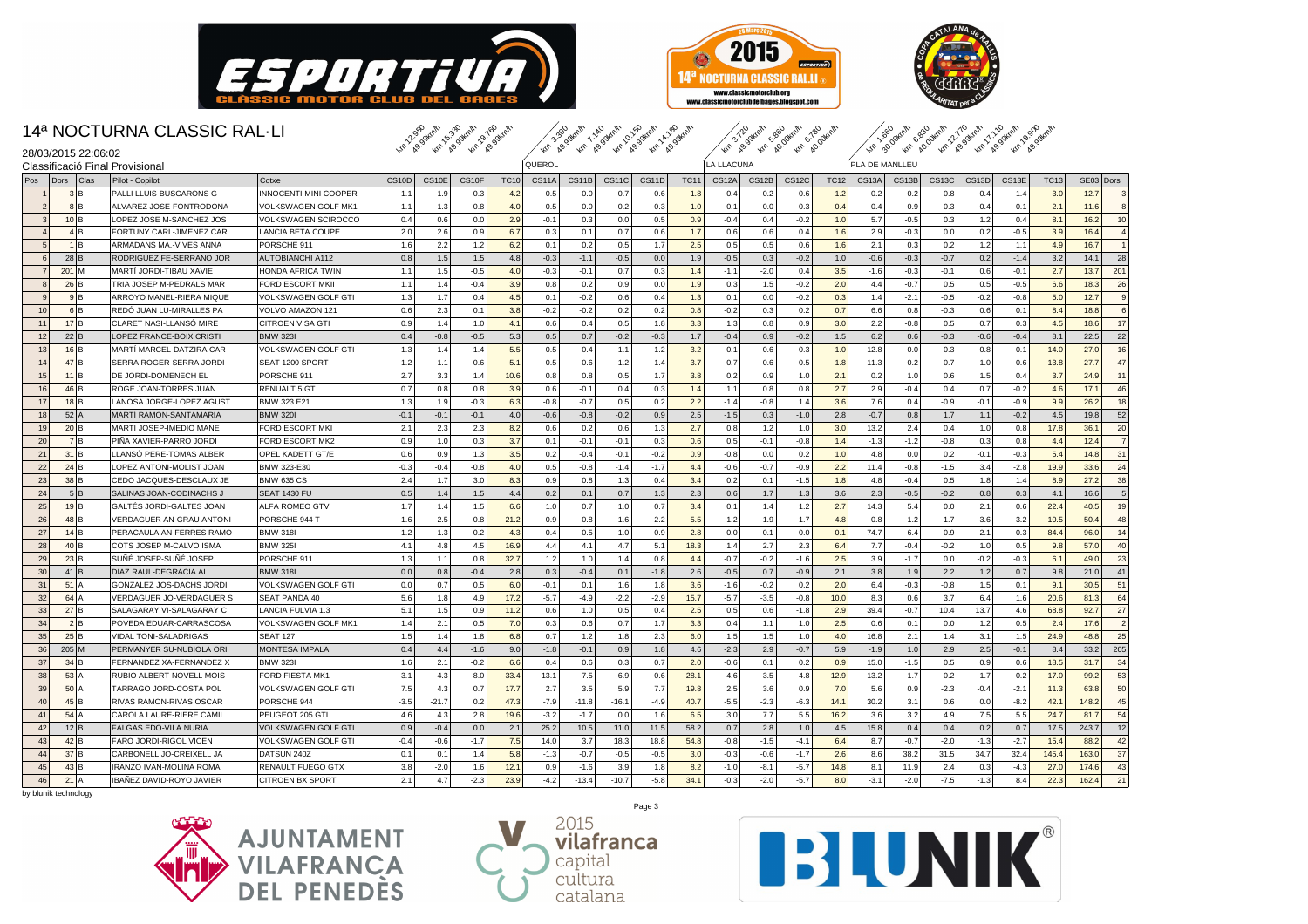# 14ª NOCTURNA CLASSIC RAL·LI

28/03/2015 22:06:02

Classificació Final Provisional

| Pos | Dors | Clas | Pilot - Copilot | Cotxe | CS10D | CS10E | CS10F | TC10 | CS11A | CS11B | CS11C | CS11D | TC11 | CS12A | CS12B | CS12C | TC12 | CS13A | CS13B | CS13C | CS13D | CS13E | TC13 | SE03 | Dors |
|---|---|---|---|---|---|---|---|---|---|---|---|---|---|---|---|---|---|---|---|---|---|---|---|---|---|
| | | | | | km 12.950 49.99km/h | km 15.330 49.99km/h | km 19.760 49.99km/h | | km 3.300 49.99km/h | km 7.140 49.99km/h | km 10.150 49.99km/h | km 14.180 49.99km/h | | km 3.720 49.99km/h | km 5.860 40.00km/h | km 6.780 40.00km/h | | km 1.660 30.00km/h | km 6.830 40.00km/h | km 12.770 49.99km/h | km 17.110 49.99km/h | km 19.900 49.99km/h | | | |
| | | | | | | | | | QUEROL | | | | | LA LLACUNA | | | | PLA DE MANLLEU | | | | | | | |
| 1 | 3 | B | PALLI LLUIS-BUSCARONS G | INNOCENTI MINI COOPER | 1.1 | 1.9 | 0.3 | 4.2 | 0.5 | 0.0 | 0.7 | 0.6 | 1.8 | 0.4 | 0.2 | 0.6 | 1.2 | 0.2 | 0.2 | -0.8 | -0.4 | -1.4 | 3.0 | 12.7 | 3 |
| 2 | 8 | B | ALVAREZ JOSE-FONTRODONA | VOLKSWAGEN GOLF MK1 | 1.1 | 1.3 | 0.8 | 4.0 | 0.5 | 0.0 | 0.2 | 0.3 | 1.0 | 0.1 | 0.0 | -0.3 | 0.4 | 0.4 | -0.9 | -0.3 | 0.4 | -0.1 | 2.1 | 11.6 | 8 |
| 3 | 10 | B | LOPEZ JOSE M-SANCHEZ JOS | VOLKSWAGEN SCIROCCO | 0.4 | 0.6 | 0.0 | 2.9 | -0.1 | 0.3 | 0.0 | 0.5 | 0.9 | -0.4 | 0.4 | -0.2 | 1.0 | 5.7 | -0.5 | 0.3 | 1.2 | 0.4 | 8.1 | 16.2 | 10 |
| 4 | 4 | B | FORTUNY CARL-JIMENEZ CAR | LANCIA BETA COUPE | 2.0 | 2.6 | 0.9 | 6.7 | 0.3 | 0.1 | 0.7 | 0.6 | 1.7 | 0.6 | 0.6 | 0.4 | 1.6 | 2.9 | -0.3 | 0.0 | 0.2 | -0.5 | 3.9 | 16.4 | 4 |
| 5 | 1 | B | ARMADANS MA.-VIVES ANNA | PORSCHE 911 | 1.6 | 2.2 | 1.2 | 6.2 | 0.1 | 0.2 | 0.5 | 1.7 | 2.5 | 0.5 | 0.5 | 0.6 | 1.6 | 2.1 | 0.3 | 0.2 | 1.2 | 1.1 | 4.9 | 16.7 | 1 |
| 6 | 28 | B | RODRIGUEZ FE-SERRANO JOR | AUTOBIANCHI A112 | 0.8 | 1.5 | 1.5 | 4.8 | -0.3 | -1.1 | -0.5 | 0.0 | 1.9 | -0.5 | 0.3 | -0.2 | 1.0 | -0.6 | -0.3 | -0.7 | 0.2 | -1.4 | 3.2 | 14.1 | 28 |
| 7 | 201 | M | MARTÍ JORDI-TIBAU XAVIE | HONDA AFRICA TWIN | 1.1 | 1.5 | -0.5 | 4.0 | -0.3 | -0.1 | 0.7 | 0.3 | 1.4 | -1.1 | -2.0 | 0.4 | 3.5 | -1.6 | -0.3 | -0.1 | 0.6 | -0.1 | 2.7 | 13.7 | 201 |
| 8 | 26 | B | TRIA JOSEP M-PEDRALS MAR | FORD ESCORT MKII | 1.1 | 1.4 | -0.4 | 3.9 | 0.8 | 0.2 | 0.9 | 0.0 | 1.9 | 0.3 | 1.5 | -0.2 | 2.0 | 4.4 | -0.7 | 0.5 | 0.5 | -0.5 | 6.6 | 18.3 | 26 |
| 9 | 9 | B | ARROYO MANEL-RIERA MIQUE | VOLKSWAGEN GOLF GTI | 1.3 | 1.7 | 0.4 | 4.5 | 0.1 | -0.2 | 0.6 | 0.4 | 1.3 | 0.1 | 0.0 | -0.2 | 0.3 | 1.4 | -2.1 | -0.5 | -0.2 | -0.8 | 5.0 | 12.7 | 9 |
| 10 | 6 | B | REDÓ JUAN LU-MIRALLES PA | VOLVO AMAZON 121 | 0.6 | 2.3 | 0.1 | 3.8 | -0.2 | -0.2 | 0.2 | 0.2 | 0.8 | -0.2 | 0.3 | 0.2 | 0.7 | 6.6 | 0.8 | -0.3 | 0.6 | 0.1 | 8.4 | 18.8 | 6 |
| 11 | 17 | B | CLARET NASI-LLANSÓ MIRE | CITROEN VISA GTI | 0.9 | 1.4 | 1.0 | 4.1 | 0.6 | 0.4 | 0.5 | 1.8 | 3.3 | 1.3 | 0.8 | 0.9 | 3.0 | 2.2 | -0.8 | 0.5 | 0.7 | 0.3 | 4.5 | 18.6 | 17 |
| 12 | 22 | B | LOPEZ FRANCE-BOIX CRISTI | BMW 323I | 0.4 | -0.8 | -0.5 | 5.3 | 0.5 | 0.7 | -0.2 | -0.3 | 1.7 | -0.4 | 0.9 | -0.2 | 1.5 | 6.2 | 0.6 | -0.3 | -0.6 | -0.4 | 8.1 | 22.5 | 22 |
| 13 | 16 | B | MARTÍ MARCEL-DATZIRA CAR | VOLKSWAGEN GOLF GTI | 1.3 | 1.4 | 1.4 | 5.5 | 0.5 | 0.4 | 1.1 | 1.2 | 3.2 | -0.1 | 0.6 | -0.3 | 1.0 | 12.8 | 0.0 | 0.3 | 0.8 | 0.1 | 14.0 | 27.0 | 16 |
| 14 | 47 | B | SERRA ROGER-SERRA JORDI | SEAT 1200 SPORT | 1.2 | 1.1 | -0.6 | 5.1 | -0.5 | 0.6 | 1.2 | 1.4 | 3.7 | -0.7 | 0.6 | -0.5 | 1.8 | 11.3 | -0.2 | -0.7 | -1.0 | -0.6 | 13.8 | 27.7 | 47 |
| 15 | 11 | B | DE JORDI-DOMENECH EL | PORSCHE 911 | 2.7 | 3.3 | 1.4 | 10.6 | 0.8 | 0.8 | 0.5 | 1.7 | 3.8 | 0.2 | 0.9 | 1.0 | 2.1 | 0.2 | 1.0 | 0.6 | 1.5 | 0.4 | 3.7 | 24.9 | 11 |
| 16 | 46 | B | ROGE JOAN-TORRES JUAN | RENUALT 5 GT | 0.7 | 0.8 | 0.8 | 3.9 | 0.6 | -0.1 | 0.4 | 0.3 | 1.4 | 1.1 | 0.8 | 0.8 | 2.7 | 2.9 | -0.4 | 0.4 | 0.7 | -0.2 | 4.6 | 17.1 | 46 |
| 17 | 18 | B | LANOSA JORGE-LOPEZ AGUST | BMW 323 E21 | 1.3 | 1.9 | -0.3 | 6.3 | -0.8 | -0.7 | 0.5 | 0.2 | 2.2 | -1.4 | -0.8 | 1.4 | 3.6 | 7.6 | 0.4 | -0.9 | -0.1 | -0.9 | 9.9 | 26.2 | 18 |
| 18 | 52 | A | MARTÍ RAMON-SANTAMARIA | BMW 320I | -0.1 | -0.1 | -0.1 | 4.0 | -0.6 | -0.8 | -0.2 | 0.9 | 2.5 | -1.5 | 0.3 | -1.0 | 2.8 | -0.7 | 0.8 | 1.7 | 1.1 | -0.2 | 4.5 | 19.8 | 52 |
| 19 | 20 | B | MARTI JOSEP-IMEDIO MANE | FORD ESCORT MKI | 2.1 | 2.3 | 2.3 | 8.2 | 0.6 | 0.2 | 0.6 | 1.3 | 2.7 | 0.8 | 1.2 | 1.0 | 3.0 | 13.2 | 2.4 | 0.4 | 1.0 | 0.8 | 17.8 | 36.1 | 20 |
| 20 | 7 | B | PIÑA XAVIER-PARRO JORDI | FORD ESCORT MK2 | 0.9 | 1.0 | 0.3 | 3.7 | 0.1 | -0.1 | -0.1 | 0.3 | 0.6 | 0.5 | -0.1 | -0.8 | 1.4 | -1.3 | -1.2 | -0.8 | 0.3 | 0.8 | 4.4 | 12.4 | 7 |
| 21 | 31 | B | LLANSÓ PERE-TOMAS ALBER | OPEL KADETT GT/E | 0.6 | 0.9 | 1.3 | 3.5 | 0.2 | -0.4 | -0.1 | -0.2 | 0.9 | -0.8 | 0.0 | 0.2 | 1.0 | 4.8 | 0.0 | 0.2 | -0.1 | -0.3 | 5.4 | 14.8 | 31 |
| 22 | 24 | B | LOPEZ ANTONI-MOLIST JOAN | BMW 323-E30 | -0.3 | -0.4 | -0.8 | 4.0 | 0.5 | -0.8 | -1.4 | -1.7 | 4.4 | -0.6 | -0.7 | -0.9 | 2.2 | 11.4 | -0.8 | -1.5 | 3.4 | -2.8 | 19.9 | 33.6 | 24 |
| 23 | 38 | B | CEDO JACQUES-DESCLAUX JE | BMW 635 CS | 2.4 | 1.7 | 3.0 | 8.3 | 0.9 | 0.8 | 1.3 | 0.4 | 3.4 | 0.2 | 0.1 | -1.5 | 1.8 | 4.8 | -0.4 | 0.5 | 1.8 | 1.4 | 8.9 | 27.2 | 38 |
| 24 | 5 | B | SALINAS JOAN-CODINACHS J | SEAT 1430 FU | 0.5 | 1.4 | 1.5 | 4.4 | 0.2 | 0.1 | 0.7 | 1.3 | 2.3 | 0.6 | 1.7 | 1.3 | 3.6 | 2.3 | -0.5 | -0.2 | 0.8 | 0.3 | 4.1 | 16.6 | 5 |
| 25 | 19 | B | GALTÉS JORDI-GALTES JOAN | ALFA ROMEO GTV | 1.7 | 1.4 | 1.5 | 6.6 | 1.0 | 0.7 | 1.0 | 0.7 | 3.4 | 0.1 | 1.4 | 1.2 | 2.7 | 14.3 | 5.4 | 0.0 | 2.1 | 0.6 | 22.4 | 40.5 | 19 |
| 26 | 48 | B | VERDAGUER AN-GRAU ANTONI | PORSCHE 944 T | 1.6 | 2.5 | 0.8 | 21.2 | 0.9 | 0.8 | 1.6 | 2.2 | 5.5 | 1.2 | 1.9 | 1.7 | 4.8 | -0.8 | 1.2 | 1.7 | 3.6 | 3.2 | 10.5 | 50.4 | 48 |
| 27 | 14 | B | PERACAULA AN-FERRES RAMO | BMW 318I | 1.2 | 1.3 | 0.2 | 4.3 | 0.4 | 0.5 | 1.0 | 0.9 | 2.8 | 0.0 | -0.1 | 0.0 | 0.1 | 74.7 | -6.4 | 0.9 | 2.1 | 0.3 | 84.4 | 96.0 | 14 |
| 28 | 40 | B | COTS JOSEP M-CALVO ISMA | BMW 325I | 4.1 | 4.8 | 4.5 | 16.9 | 4.4 | 4.1 | 4.7 | 5.1 | 18.3 | 1.4 | 2.7 | 2.3 | 6.4 | 7.7 | -0.4 | -0.2 | 1.0 | 0.5 | 9.8 | 57.0 | 40 |
| 29 | 23 | B | SUÑÉ JOSEP-SUÑÉ JOSEP | PORSCHE 911 | 1.3 | 1.1 | 0.8 | 32.7 | 1.2 | 1.0 | 1.4 | 0.8 | 4.4 | -0.7 | -0.2 | -1.6 | 2.5 | 3.9 | -1.7 | 0.0 | -0.2 | -0.3 | 6.1 | 49.0 | 23 |
| 30 | 41 | B | DIAZ RAUL-DEGRACIA AL | BMW 318I | 0.0 | 0.8 | -0.4 | 2.8 | 0.3 | -0.4 | 0.1 | -1.8 | 2.6 | -0.5 | 0.7 | -0.9 | 2.1 | 3.8 | 1.9 | 2.2 | 1.2 | 0.7 | 9.8 | 21.0 | 41 |
| 31 | 51 | A | GONZALEZ JOS-DACHS JORDI | VOLKSWAGEN GOLF GTI | 0.0 | 0.7 | 0.5 | 6.0 | -0.1 | 0.1 | 1.6 | 1.8 | 3.6 | -1.6 | -0.2 | 0.2 | 2.0 | 6.4 | -0.3 | -0.8 | 1.5 | 0.1 | 9.1 | 30.5 | 51 |
| 32 | 64 | A | VERDAGUER JO-VERDAGUER S | SEAT PANDA 40 | 5.6 | 1.8 | 4.9 | 17.2 | -5.7 | -4.9 | -2.2 | -2.9 | 15.7 | -5.7 | -3.5 | -0.8 | 10.0 | 8.3 | 0.6 | 3.7 | 6.4 | 1.6 | 20.6 | 81.3 | 64 |
| 33 | 27 | B | SALAGARAY VI-SALAGARAY C | LANCIA FULVIA 1.3 | 5.1 | 1.5 | 0.9 | 11.2 | 0.6 | 1.0 | 0.5 | 0.4 | 2.5 | 0.5 | 0.6 | -1.8 | 2.9 | 39.4 | -0.7 | 10.4 | 13.7 | 4.6 | 68.8 | 92.7 | 27 |
| 34 | 2 | B | POVEDA EDUAR-CARRASCOSA | VOLKSWAGEN GOLF MK1 | 1.4 | 2.1 | 0.5 | 7.0 | 0.3 | 0.6 | 0.7 | 1.7 | 3.3 | 0.4 | 1.1 | 1.0 | 2.5 | 0.6 | 0.1 | 0.0 | 1.2 | 0.5 | 2.4 | 17.6 | 2 |
| 35 | 25 | B | VIDAL TONI-SALADRIGAS | SEAT 127 | 1.5 | 1.4 | 1.8 | 6.8 | 0.7 | 1.2 | 1.8 | 2.3 | 6.0 | 1.5 | 1.5 | 1.0 | 4.0 | 16.8 | 2.1 | 1.4 | 3.1 | 1.5 | 24.9 | 48.8 | 25 |
| 36 | 205 | M | PERMANYER SU-NUBIOLA ORI | MONTESA IMPALA | 0.4 | 4.4 | -1.6 | 9.0 | -1.8 | -0.1 | 0.9 | 1.8 | 4.6 | -2.3 | 2.9 | -0.7 | 5.9 | -1.9 | 1.0 | 2.9 | 2.5 | -0.1 | 8.4 | 33.2 | 205 |
| 37 | 34 | B | FERNANDEZ XA-FERNANDEZ X | BMW 323I | 1.6 | 2.1 | -0.2 | 6.6 | 0.4 | 0.6 | 0.3 | 0.7 | 2.0 | -0.6 | 0.1 | 0.2 | 0.9 | 15.0 | -1.5 | 0.5 | 0.9 | 0.6 | 18.5 | 31.7 | 34 |
| 38 | 53 | A | RUBIO ALBERT-NOVELL MOIS | FORD FIESTA MK1 | -3.1 | -4.3 | -8.0 | 33.4 | 13.1 | 7.5 | 6.9 | 0.6 | 28.1 | -4.6 | -3.5 | -4.8 | 12.9 | 13.2 | 1.7 | -0.2 | 1.7 | -0.2 | 17.0 | 99.2 | 53 |
| 39 | 50 | A | TARRAGO JORD-COSTA POL | VOLKSWAGEN GOLF GTI | 7.5 | 4.3 | 0.7 | 17.7 | 2.7 | 3.5 | 5.9 | 7.7 | 19.8 | 2.5 | 3.6 | 0.9 | 7.0 | 5.6 | 0.9 | -2.3 | -0.4 | -2.1 | 11.3 | 63.8 | 50 |
| 40 | 45 | B | RIVAS RAMON-RIVAS OSCAR | PORSCHE 944 | -3.5 | -21.7 | 0.2 | 47.3 | -7.9 | -11.8 | -16.1 | -4.9 | 40.7 | -5.5 | -2.3 | -6.3 | 14.1 | 30.2 | 3.1 | 0.6 | 0.0 | -8.2 | 42.1 | 148.2 | 45 |
| 41 | 54 | A | CAROLA LAURE-RIERE CAMIL | PEUGEOT 205 GTI | 4.6 | 4.3 | 2.8 | 19.6 | -3.2 | -1.7 | 0.0 | 1.6 | 6.5 | 3.0 | 7.7 | 5.5 | 16.2 | 3.6 | 3.2 | 4.9 | 7.5 | 5.5 | 24.7 | 81.7 | 54 |
| 42 | 12 | B | FALGAS EDO-VILA NURIA | VOLKSWAGEN GOLF GTI | 0.9 | -0.4 | 0.0 | 2.1 | 25.2 | 10.5 | 11.0 | 11.5 | 58.2 | 0.7 | 2.8 | 1.0 | 4.5 | 15.8 | 0.4 | 0.4 | 0.2 | 0.7 | 17.5 | 243.7 | 12 |
| 43 | 42 | B | FARO JORDI-RIGOL VICEN | VOLKSWAGEN GOLF GTI | -0.4 | -0.6 | -1.7 | 7.5 | 14.0 | 3.7 | 18.3 | 18.8 | 54.8 | -0.8 | -1.5 | -4.1 | 6.4 | 8.7 | -0.7 | -2.0 | -1.3 | -2.7 | 15.4 | 88.2 | 42 |
| 44 | 37 | B | CARBONELL JO-CREIXELL JA | DATSUN 240Z | 0.1 | 0.1 | 1.4 | 5.8 | -1.3 | -0.7 | -0.5 | -0.5 | 3.0 | -0.3 | -0.6 | -1.7 | 2.6 | 8.6 | 38.2 | 31.5 | 34.7 | 32.4 | 145.4 | 163.0 | 37 |
| 45 | 43 | B | IRANZO IVAN-MOLINA ROMA | RENAULT FUEGO GTX | 3.8 | -2.0 | 1.6 | 12.1 | 0.9 | -1.6 | 3.9 | 1.8 | 8.2 | -1.0 | -8.1 | -5.7 | 14.8 | 8.1 | 11.9 | 2.4 | 0.3 | -4.3 | 27.0 | 174.6 | 43 |
| 46 | 21 | A | IBAÑEZ DAVID-ROYO JAVIER | CITROEN BX SPORT | 2.1 | 4.7 | -2.3 | 23.9 | -4.2 | -13.4 | -10.7 | -5.8 | 34.1 | -0.3 | -2.0 | -5.7 | 8.0 | -3.1 | -2.0 | -7.5 | -1.3 | 8.4 | 22.3 | 162.4 | 21 |

by blunik technology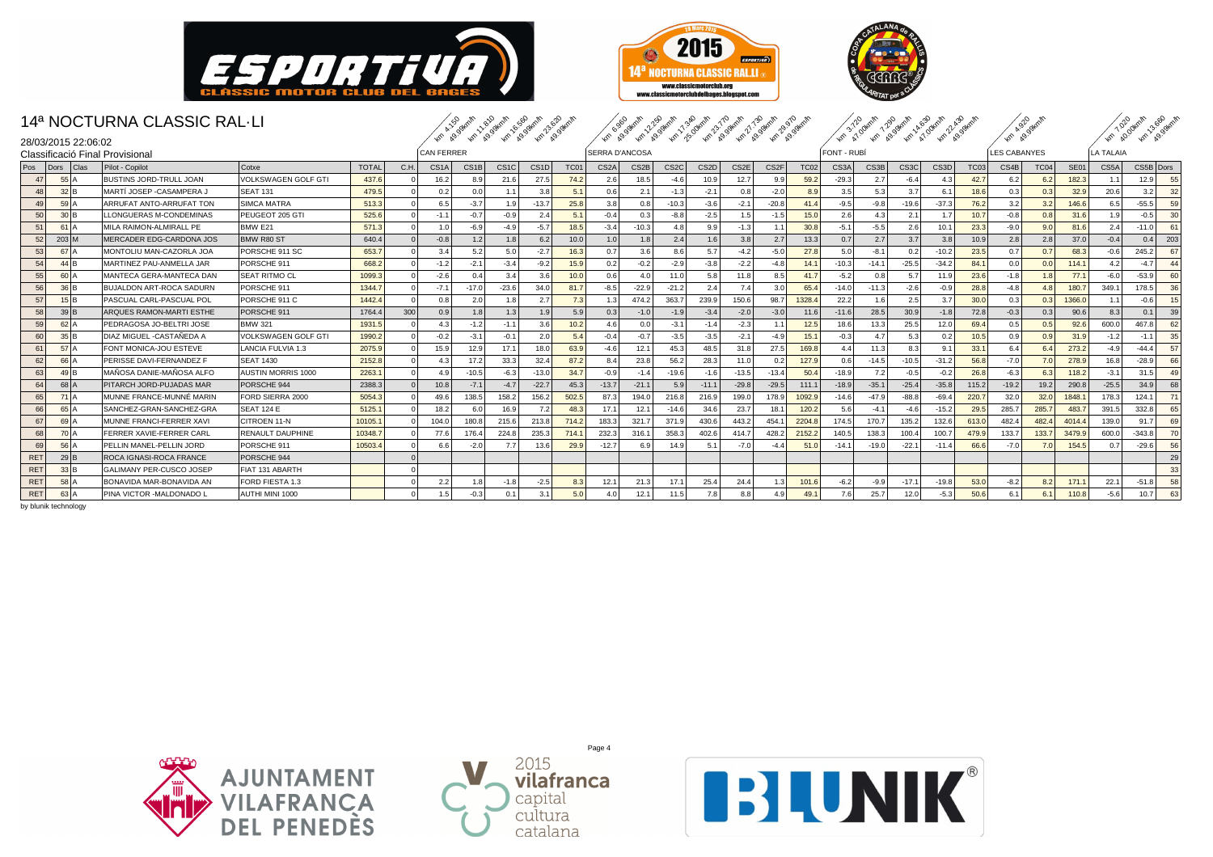# 14ª NOCTURNA CLASSIC RAL·LI

28/03/2015 22:06:02

Classificació Final Provisional

| | | | | | | | CAN FERRER | | | | | SERRA D'ANCOSA | | | | | | | FONT - RUBÍ | | | | | LES CABANYES | | | LA TALAIA | | |
|---|---|---|---|---|---|---|---|---|---|---|---|---|---|---|---|---|---|---|---|---|---|---|---|---|---|---|---|---|---|
| | | | | | | | km 4.150 49.99km/h | km 11.810 49.99km/h | km 16.560 49.99km/h | km 23.620 49.99km/h | | km 6.960 49.99km/h | km 12.250 49.99km/h | km 17.340 25.00km/h | km 23.770 49.99km/h | km 27.730 49.99km/h | km 29.970 49.99km/h | | km 3.720 47.00km/h | km 7.290 49.99km/h | km 14.630 47.00km/h | km 22.430 49.99km/h | | km 4.920 49.99km/h | | | km 7.020 40.00km/h | km 13.660 49.99km/h | |
| Pos | Dors Clas | Pilot - Copilot | Cotxe | TOTAL | C.H. | CS1A | CS1B | CS1C | CS1D | TC01 | CS2A | CS2B | CS2C | CS2D | CS2E | CS2F | TC02 | CS3A | CS3B | CS3C | CS3D | TC03 | CS4B | TC04 | SE01 | CS5A | CS5B | Dors |
| 47 | 55 A | BUSTINS JORD-TRULL JOAN | VOLKSWAGEN GOLF GTI | 437.6 | 0 | 16.2 | 8.9 | 21.6 | 27.5 | 74.2 | 2.6 | 18.5 | -4.6 | 10.9 | 12.7 | 9.9 | 59.2 | -29.3 | 2.7 | -6.4 | 4.3 | 42.7 | 6.2 | 6.2 | 182.3 | 1.1 | 12.9 | 55 |
| 48 | 32 B | MARTÍ JOSEP -CASAMPERA J | SEAT 131 | 479.5 | 0 | 0.2 | 0.0 | 1.1 | 3.8 | 5.1 | 0.6 | 2.1 | -1.3 | -2.1 | 0.8 | -2.0 | 8.9 | 3.5 | 5.3 | 3.7 | 6.1 | 18.6 | 0.3 | 0.3 | 32.9 | 20.6 | 3.2 | 32 |
| 49 | 59 A | ARRUFAT ANTO-ARRUFAT TON | SIMCA MATRA | 513.3 | 0 | 6.5 | -3.7 | 1.9 | -13.7 | 25.8 | 3.8 | 0.8 | -10.3 | -3.6 | -2.1 | -20.8 | 41.4 | -9.5 | -9.8 | -19.6 | -37.3 | 76.2 | 3.2 | 3.2 | 146.6 | 6.5 | -55.5 | 59 |
| 50 | 30 B | LLONGUERAS M-CONDEMINAS | PEUGEOT 205 GTI | 525.6 | 0 | -1.1 | -0.7 | -0.9 | 2.4 | 5.1 | -0.4 | 0.3 | -8.8 | -2.5 | 1.5 | -1.5 | 15.0 | 2.6 | 4.3 | 2.1 | 1.7 | 10.7 | -0.8 | 0.8 | 31.6 | 1.9 | -0.5 | 30 |
| 51 | 61 A | MILA RAIMON-ALMIRALL PE | BMW E21 | 571.3 | 0 | 1.0 | -6.9 | -4.9 | -5.7 | 18.5 | -3.4 | -10.3 | 4.8 | 9.9 | -1.3 | 1.1 | 30.8 | -5.1 | -5.5 | 2.6 | 10.1 | 23.3 | -9.0 | 9.0 | 81.6 | 2.4 | -11.0 | 61 |
| 52 | 203 M | MERCADER EDG-CARDONA JOS | BMW R80 ST | 640.4 | 0 | -0.8 | 1.2 | 1.8 | 6.2 | 10.0 | 1.0 | 1.8 | 2.4 | 1.6 | 3.8 | 2.7 | 13.3 | 0.7 | 2.7 | 3.7 | 3.8 | 10.9 | 2.8 | 2.8 | 37.0 | -0.4 | 0.4 | 203 |
| 53 | 67 A | MONTOLIU MAN-CAZORLA JOA | PORSCHE 911 SC | 653.7 | 0 | 3.4 | 5.2 | 5.0 | -2.7 | 16.3 | 0.7 | 3.6 | 8.6 | 5.7 | -4.2 | -5.0 | 27.8 | 5.0 | -8.1 | 0.2 | -10.2 | 23.5 | 0.7 | 0.7 | 68.3 | -0.6 | 245.2 | 67 |
| 54 | 44 B | MARTINEZ PAU-ANMELLA JAR | PORSCHE 911 | 668.2 | 0 | -1.2 | -2.1 | -3.4 | -9.2 | 15.9 | 0.2 | -0.2 | -2.9 | -3.8 | -2.2 | -4.8 | 14.1 | -10.3 | -14.1 | -25.5 | -34.2 | 84.1 | 0.0 | 0.0 | 114.1 | 4.2 | -4.7 | 44 |
| 55 | 60 A | MANTECA GERA-MANTECA DAN | SEAT RITMO CL | 1099.3 | 0 | -2.6 | 0.4 | 3.4 | 3.6 | 10.0 | 0.6 | 4.0 | 11.0 | 5.8 | 11.8 | 8.5 | 41.7 | -5.2 | 0.8 | 5.7 | 11.9 | 23.6 | -1.8 | 1.8 | 77.1 | -6.0 | -53.9 | 60 |
| 56 | 36 B | BUJALDON ART-ROCA SADURN | PORSCHE 911 | 1344.7 | 0 | -7.1 | -17.0 | -23.6 | 34.0 | 81.7 | -8.5 | -22.9 | -21.2 | 2.4 | 7.4 | 3.0 | 65.4 | -14.0 | -11.3 | -2.6 | -0.9 | 28.8 | -4.8 | 4.8 | 180.7 | 349.1 | 178.5 | 36 |
| 57 | 15 B | PASCUAL CARL-PASCUAL POL | PORSCHE 911 C | 1442.4 | 0 | 0.8 | 2.0 | 1.8 | 2.7 | 7.3 | 1.3 | 474.2 | 363.7 | 239.9 | 150.6 | 98.7 | 1328.4 | 22.2 | 1.6 | 2.5 | 3.7 | 30.0 | 0.3 | 0.3 | 1366.0 | 1.1 | -0.6 | 15 |
| 58 | 39 B | ARQUES RAMON-MARTI ESTHE | PORSCHE 911 | 1764.4 | 300 | 0.9 | 1.8 | 1.3 | 1.9 | 5.9 | 0.3 | -1.0 | -1.9 | -3.4 | -2.0 | -3.0 | 11.6 | -11.6 | 28.5 | 30.9 | -1.8 | 72.8 | -0.3 | 0.3 | 90.6 | 8.3 | 0.1 | 39 |
| 59 | 62 A | PEDRAGOSA JO-BELTRI JOSE | BMW 321 | 1931.5 | 0 | 4.3 | -1.2 | -1.1 | 3.6 | 10.2 | 4.6 | 0.0 | -3.1 | -1.4 | -2.3 | 1.1 | 12.5 | 18.6 | 13.3 | 25.5 | 12.0 | 69.4 | 0.5 | 0.5 | 92.6 | 600.0 | 467.8 | 62 |
| 60 | 35 B | DIAZ MIGUEL -CASTAÑEDA A | VOLKSWAGEN GOLF GTI | 1990.2 | 0 | -0.2 | -3.1 | -0.1 | 2.0 | 5.4 | -0.4 | -0.7 | -3.5 | -3.5 | -2.1 | -4.9 | 15.1 | -0.3 | 4.7 | 5.3 | 0.2 | 10.5 | 0.9 | 0.9 | 31.9 | -1.2 | -1.1 | 35 |
| 61 | 57 A | FONT MONICA-JOU ESTEVE | LANCIA FULVIA 1.3 | 2075.9 | 0 | 15.9 | 12.9 | 17.1 | 18.0 | 63.9 | -4.6 | 12.1 | 45.3 | 48.5 | 31.8 | 27.5 | 169.8 | 4.4 | 11.3 | 8.3 | 9.1 | 33.1 | 6.4 | 6.4 | 273.2 | -4.9 | -44.4 | 57 |
| 62 | 66 A | PERISSE DAVI-FERNANDEZ F | SEAT 1430 | 2152.8 | 0 | 4.3 | 17.2 | 33.3 | 32.4 | 87.2 | 8.4 | 23.8 | 56.2 | 28.3 | 11.0 | 0.2 | 127.9 | 0.6 | -14.5 | -10.5 | -31.2 | 56.8 | -7.0 | 7.0 | 278.9 | 16.8 | -28.9 | 66 |
| 63 | 49 B | MAÑOSA DANIE-MAÑOSA ALFO | AUSTIN MORRIS 1000 | 2263.1 | 0 | 4.9 | -10.5 | -6.3 | -13.0 | 34.7 | -0.9 | -1.4 | -19.6 | -1.6 | -13.5 | -13.4 | 50.4 | -18.9 | 7.2 | -0.5 | -0.2 | 26.8 | -6.3 | 6.3 | 118.2 | -3.1 | 31.5 | 49 |
| 64 | 68 A | PITARCH JORD-PUJADAS MAR | PORSCHE 944 | 2388.3 | 0 | 10.8 | -7.1 | -4.7 | -22.7 | 45.3 | -13.7 | -21.1 | 5.9 | -11.1 | -29.8 | -29.5 | 111.1 | -18.9 | -35.1 | -25.4 | -35.8 | 115.2 | -19.2 | 19.2 | 290.8 | -25.5 | 34.9 | 68 |
| 65 | 71 A | MUNNE FRANCE-MUNNÉ MARIN | FORD SIERRA 2000 | 5054.3 | 0 | 49.6 | 138.5 | 158.2 | 156.2 | 502.5 | 87.3 | 194.0 | 216.8 | 216.9 | 199.0 | 178.9 | 1092.9 | -14.6 | -47.9 | -88.8 | -69.4 | 220.7 | 32.0 | 32.0 | 1848.1 | 178.3 | 124.1 | 71 |
| 66 | 65 A | SANCHEZ-GRAN-SANCHEZ-GRA | SEAT 124 E | 5125.1 | 0 | 18.2 | 6.0 | 16.9 | 7.2 | 48.3 | 17.1 | 12.1 | -14.6 | 34.6 | 23.7 | 18.1 | 120.2 | 5.6 | -4.1 | -4.6 | -15.2 | 29.5 | 285.7 | 285.7 | 483.7 | 391.5 | 332.8 | 65 |
| 67 | 69 A | MUNNE FRANCI-FERRER XAVI | CITROEN 11-N | 10105.1 | 0 | 104.0 | 180.8 | 215.6 | 213.8 | 714.2 | 183.3 | 321.7 | 371.9 | 430.6 | 443.2 | 454.1 | 2204.8 | 174.5 | 170.7 | 135.2 | 132.6 | 613.0 | 482.4 | 482.4 | 4014.4 | 139.0 | 91.7 | 69 |
| 68 | 70 A | FERRER XAVIE-FERRER CARL | RENAULT DAUPHINE | 10348.7 | 0 | 77.6 | 176.4 | 224.8 | 235.3 | 714.1 | 232.3 | 316.1 | 358.3 | 402.6 | 414.7 | 428.2 | 2152.2 | 140.5 | 138.3 | 100.4 | 100.7 | 479.9 | 133.7 | 133.7 | 3479.9 | 600.0 | -343.8 | 70 |
| 69 | 56 A | PELLIN MANEL-PELLIN JORD | PORSCHE 911 | 10503.4 | 0 | 6.6 | -2.0 | 7.7 | 13.6 | 29.9 | -12.7 | 6.9 | 14.9 | 5.1 | -7.0 | -4.4 | 51.0 | -14.1 | -19.0 | -22.1 | -11.4 | 66.6 | -7.0 | 7.0 | 154.5 | 0.7 | -29.6 | 56 |
| RET | 29 B | ROCA IGNASI-ROCA FRANCE | PORSCHE 944 | | 0 | | | | | | | | | | | | | | | | | | | | | | | 29 |
| RET | 33 B | GALIMANY PER-CUSCO JOSEP | FIAT 131 ABARTH | | 0 | | | | | | | | | | | | | | | | | | | | | | | 33 |
| RET | 58 A | BONAVIDA MAR-BONAVIDA AN | FORD FIESTA 1.3 | | 0 | 2.2 | 1.8 | -1.8 | -2.5 | 8.3 | 12.1 | 21.3 | 17.1 | 25.4 | 24.4 | 1.3 | 101.6 | -6.2 | -9.9 | -17.1 | -19.8 | 53.0 | -8.2 | 8.2 | 171.1 | 22.1 | -51.8 | 58 |
| RET | 63 A | PINA VICTOR -MALDONADO L | AUTHI MINI 1000 | | 0 | 1.5 | -0.3 | 0.1 | 3.1 | 5.0 | 4.0 | 12.1 | 11.5 | 7.8 | 8.8 | 4.9 | 49.1 | 7.6 | 25.7 | 12.0 | -5.3 | 50.6 | 6.1 | 6.1 | 110.8 | -5.6 | 10.7 | 63 |

by blunik technology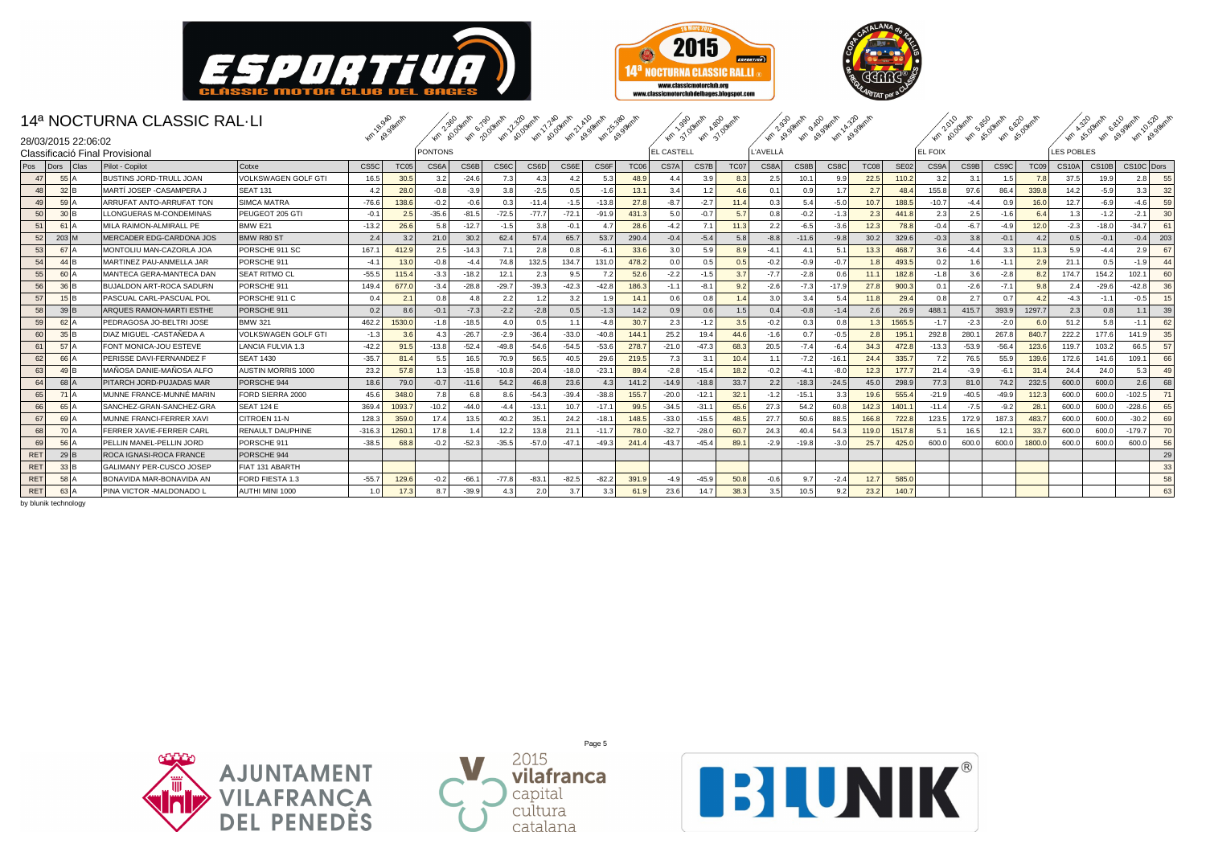# 14ª NOCTURNA CLASSIC RAL·LI

28/03/2015 22:06:02

Classificació Final Provisional

| Pos | Dors | Clas | Pilot - Copilot | Cotxe | CS5C | TC05 | CS6A | CS6B | CS6C | CS6D | CS6E | CS6F | TC06 | CS7A | CS7B | TC07 | CS8A | CS8B | CS8C | TC08 | SE02 | CS9A | CS9B | CS9C | TC09 | CS10A | CS10B | CS10C | Dors |
|---|---|---|---|---|---|---|---|---|---|---|---|---|---|---|---|---|---|---|---|---|---|---|---|---|---|---|---|---|---|
| | | | | | km 18.940 49.99km/h | | PONTONS km 2.360 40.00km/h | km 6.790 20.00km/h | km 12.320 40.00km/h | km 17.240 40.00km/h | km 21.410 49.99km/h | km 25.380 49.99km/h | | EL CASTELL km 1.990 37.00km/h | km 4.800 37.00km/h | | L'AVELLÀ km 2.930 49.99km/h | km 9.400 49.99km/h | km 14.320 49.99km/h | | | EL FOIX km 2.010 40.00km/h | km 5.850 45.00km/h | km 6.820 45.00km/h | | LES POBLES km 4.320 45.00km/h | km 6.810 49.99km/h | km 10.520 49.99km/h | |
| 47 | 55 | A | BUSTINS JORD-TRULL JOAN | VOLKSWAGEN GOLF GTI | 16.5 | 30.5 | 3.2 | -24.6 | 7.3 | 4.3 | 4.2 | 5.3 | 48.9 | 4.4 | 3.9 | 8.3 | 2.5 | 10.1 | 9.9 | 22.5 | 110.2 | 3.2 | 3.1 | 1.5 | 7.8 | 37.5 | 19.9 | 2.8 | 55 |
| 48 | 32 | B | MARTÍ JOSEP -CASAMPERA J | SEAT 131 | 4.2 | 28.0 | -0.8 | -3.9 | 3.8 | -2.5 | 0.5 | -1.6 | 13.1 | 3.4 | 1.2 | 4.6 | 0.1 | 0.9 | 1.7 | 2.7 | 48.4 | 155.8 | 97.6 | 86.4 | 339.8 | 14.2 | -5.9 | 3.3 | 32 |
| 49 | 59 | A | ARRUFAT ANTO-ARRUFAT TON | SIMCA MATRA | -76.6 | 138.6 | -0.2 | -0.6 | 0.3 | -11.4 | -1.5 | -13.8 | 27.8 | -8.7 | -2.7 | 11.4 | 0.3 | 5.4 | -5.0 | 10.7 | 188.5 | -10.7 | -4.4 | 0.9 | 16.0 | 12.7 | -6.9 | -4.6 | 59 |
| 50 | 30 | B | LLONGUERAS M-CONDEMINAS | PEUGEOT 205 GTI | -0.1 | 2.5 | -35.6 | -81.5 | -72.5 | -77.7 | -72.1 | -91.9 | 431.3 | 5.0 | -0.7 | 5.7 | 0.8 | -0.2 | -1.3 | 2.3 | 441.8 | 2.3 | 2.5 | -1.6 | 6.4 | 1.3 | -1.2 | -2.1 | 30 |
| 51 | 61 | A | MILA RAIMON-ALMIRALL PE | BMW E21 | -13.2 | 26.6 | 5.8 | -12.7 | -1.5 | 3.8 | -0.1 | 4.7 | 28.6 | -4.2 | 7.1 | 11.3 | 2.2 | -6.5 | -3.6 | 12.3 | 78.8 | -0.4 | -6.7 | -4.9 | 12.0 | -2.3 | -18.0 | -34.7 | 61 |
| 52 | 203 | M | MERCADER EDG-CARDONA JOS | BMW R80 ST | 2.4 | 3.2 | 21.0 | 30.2 | 62.4 | 57.4 | 65.7 | 53.7 | 290.4 | -0.4 | -5.4 | 5.8 | -8.8 | -11.6 | -9.8 | 30.2 | 329.6 | -0.3 | 3.8 | -0.1 | 4.2 | 0.5 | -0.1 | -0.4 | 203 |
| 53 | 67 | A | MONTOLIU MAN-CAZORLA JOA | PORSCHE 911 SC | 167.1 | 412.9 | 2.5 | -14.3 | 7.1 | 2.8 | 0.8 | -6.1 | 33.6 | 3.0 | 5.9 | 8.9 | -4.1 | 4.1 | 5.1 | 13.3 | 468.7 | 3.6 | -4.4 | 3.3 | 11.3 | 5.9 | -4.4 | 2.9 | 67 |
| 54 | 44 | B | MARTINEZ PAU-ANMELLA JAR | PORSCHE 911 | -4.1 | 13.0 | -0.8 | -4.4 | 74.8 | 132.5 | 134.7 | 131.0 | 478.2 | 0.0 | 0.5 | 0.5 | -0.2 | -0.9 | -0.7 | 1.8 | 493.5 | 0.2 | 1.6 | -1.1 | 2.9 | 21.1 | 0.5 | -1.9 | 44 |
| 55 | 60 | A | MANTECA GERA-MANTECA DAN | SEAT RITMO CL | -55.5 | 115.4 | -3.3 | -18.2 | 12.1 | 2.3 | 9.5 | 7.2 | 52.6 | -2.2 | -1.5 | 3.7 | -7.7 | -2.8 | 0.6 | 11.1 | 182.8 | -1.8 | 3.6 | -2.8 | 8.2 | 174.7 | 154.2 | 102.1 | 60 |
| 56 | 36 | B | BUJALDON ART-ROCA SADURN | PORSCHE 911 | 149.4 | 677.0 | -3.4 | -28.8 | -29.7 | -39.3 | -42.3 | -42.8 | 186.3 | -1.1 | -8.1 | 9.2 | -2.6 | -7.3 | -17.9 | 27.8 | 900.3 | 0.1 | -2.6 | -7.1 | 9.8 | 2.4 | -29.6 | -42.8 | 36 |
| 57 | 15 | B | PASCUAL CARL-PASCUAL POL | PORSCHE 911 C | 0.4 | 2.1 | 0.8 | 4.8 | 2.2 | 1.2 | 3.2 | 1.9 | 14.1 | 0.6 | 0.8 | 1.4 | 3.0 | 3.4 | 5.4 | 11.8 | 29.4 | 0.8 | 2.7 | 0.7 | 4.2 | -4.3 | -1.1 | -0.5 | 15 |
| 58 | 39 | B | ARQUES RAMON-MARTI ESTHE | PORSCHE 911 | 0.2 | 8.6 | -0.1 | -7.3 | -2.2 | -2.8 | 0.5 | -1.3 | 14.2 | 0.9 | 0.6 | 1.5 | 0.4 | -0.8 | -1.4 | 2.6 | 26.9 | 488.1 | 415.7 | 393.9 | 1297.7 | 2.3 | 0.8 | 1.1 | 39 |
| 59 | 62 | A | PEDRAGOSA JO-BELTRI JOSE | BMW 321 | 462.2 | 1530.0 | -1.8 | -18.5 | 4.0 | 0.5 | 1.1 | -4.8 | 30.7 | 2.3 | -1.2 | 3.5 | -0.2 | 0.3 | 0.8 | 1.3 | 1565.5 | -1.7 | -2.3 | -2.0 | 6.0 | 51.2 | 5.8 | -1.1 | 62 |
| 60 | 35 | B | DIAZ MIGUEL -CASTAÑEDA A | VOLKSWAGEN GOLF GTI | -1.3 | 3.6 | 4.3 | -26.7 | -2.9 | -36.4 | -33.0 | -40.8 | 144.1 | 25.2 | 19.4 | 44.6 | -1.6 | 0.7 | -0.5 | 2.8 | 195.1 | 292.8 | 280.1 | 267.8 | 840.7 | 222.2 | 177.6 | 141.9 | 35 |
| 61 | 57 | A | FONT MONICA-JOU ESTEVE | LANCIA FULVIA 1.3 | -42.2 | 91.5 | -13.8 | -52.4 | -49.8 | -54.6 | -54.5 | -53.6 | 278.7 | -21.0 | -47.3 | 68.3 | 20.5 | -7.4 | -6.4 | 34.3 | 472.8 | -13.3 | -53.9 | -56.4 | 123.6 | 119.7 | 103.2 | 66.5 | 57 |
| 62 | 66 | A | PERISSE DAVI-FERNANDEZ F | SEAT 1430 | -35.7 | 81.4 | 5.5 | 16.5 | 70.9 | 56.5 | 40.5 | 29.6 | 219.5 | 7.3 | 3.1 | 10.4 | 1.1 | -7.2 | -16.1 | 24.4 | 335.7 | 7.2 | 76.5 | 55.9 | 139.6 | 172.6 | 141.6 | 109.1 | 66 |
| 63 | 49 | B | MAÑOSA DANIE-MAÑOSA ALFO | AUSTIN MORRIS 1000 | 23.2 | 57.8 | 1.3 | -15.8 | -10.8 | -20.4 | -18.0 | -23.1 | 89.4 | -2.8 | -15.4 | 18.2 | -0.2 | -4.1 | -8.0 | 12.3 | 177.7 | 21.4 | -3.9 | -6.1 | 31.4 | 24.4 | 24.0 | 5.3 | 49 |
| 64 | 68 | A | PITARCH JORD-PUJADAS MAR | PORSCHE 944 | 18.6 | 79.0 | -0.7 | -11.6 | 54.2 | 46.8 | 23.6 | 4.3 | 141.2 | -14.9 | -18.8 | 33.7 | 2.2 | -18.3 | -24.5 | 45.0 | 298.9 | 77.3 | 81.0 | 74.2 | 232.5 | 600.0 | 600.0 | 2.6 | 68 |
| 65 | 71 | A | MUNNE FRANCE-MUNNÉ MARIN | FORD SIERRA 2000 | 45.6 | 348.0 | 7.8 | 6.8 | 8.6 | -54.3 | -39.4 | -38.8 | 155.7 | -20.0 | -12.1 | 32.1 | -1.2 | -15.1 | 3.3 | 19.6 | 555.4 | -21.9 | -40.5 | -49.9 | 112.3 | 600.0 | 600.0 | -102.5 | 71 |
| 66 | 65 | A | SANCHEZ-GRAN-SANCHEZ-GRA | SEAT 124 E | 369.4 | 1093.7 | -10.2 | -44.0 | -4.4 | -13.1 | 10.7 | -17.1 | 99.5 | -34.5 | -31.1 | 65.6 | 27.3 | 54.2 | 60.8 | 142.3 | 1401.1 | -11.4 | -7.5 | -9.2 | 28.1 | 600.0 | 600.0 | -228.6 | 65 |
| 67 | 69 | A | MUNNE FRANCI-FERRER XAVI | CITROEN 11-N | 128.3 | 359.0 | 17.4 | 13.5 | 40.2 | 35.1 | 24.2 | -18.1 | 148.5 | -33.0 | -15.5 | 48.5 | 27.7 | 50.6 | 88.5 | 166.8 | 722.8 | 123.5 | 172.9 | 187.3 | 483.7 | 600.0 | 600.0 | -30.2 | 69 |
| 68 | 70 | A | FERRER XAVIE-FERRER CARL | RENAULT DAUPHINE | -316.3 | 1260.1 | 17.8 | 1.4 | 12.2 | 13.8 | 21.1 | -11.7 | 78.0 | -32.7 | -28.0 | 60.7 | 24.3 | 40.4 | 54.3 | 119.0 | 1517.8 | 5.1 | 16.5 | 12.1 | 33.7 | 600.0 | 600.0 | -179.7 | 70 |
| 69 | 56 | A | PELLIN MANEL-PELLIN JORD | PORSCHE 911 | -38.5 | 68.8 | -0.2 | -52.3 | -35.5 | -57.0 | -47.1 | -49.3 | 241.4 | -43.7 | -45.4 | 89.1 | -2.9 | -19.8 | -3.0 | 25.7 | 425.0 | 600.0 | 600.0 | 600.0 | 1800.0 | 600.0 | 600.0 | 600.0 | 56 |
| RET | 29 | B | ROCA IGNASI-ROCA FRANCE | PORSCHE 944 | | | | | | | | | | | | | | | | | | | | | | | | | 29 |
| RET | 33 | B | GALIMANY PER-CUSCO JOSEP | FIAT 131 ABARTH | | | | | | | | | | | | | | | | | | | | | | | | | 33 |
| RET | 58 | A | BONAVIDA MAR-BONAVIDA AN | FORD FIESTA 1.3 | -55.7 | 129.6 | -0.2 | -66.1 | -77.8 | -83.1 | -82.5 | -82.2 | 391.9 | -4.9 | -45.9 | 50.8 | -0.6 | 9.7 | -2.4 | 12.7 | 585.0 | | | | | | | | 58 |
| RET | 63 | A | PINA VICTOR -MALDONADO L | AUTHI MINI 1000 | 1.0 | 17.3 | 8.7 | -39.9 | 4.3 | 2.0 | 3.7 | 3.3 | 61.9 | 23.6 | 14.7 | 38.3 | 3.5 | 10.5 | 9.2 | 23.2 | 140.7 | | | | | | | | 63 |

by blunik technology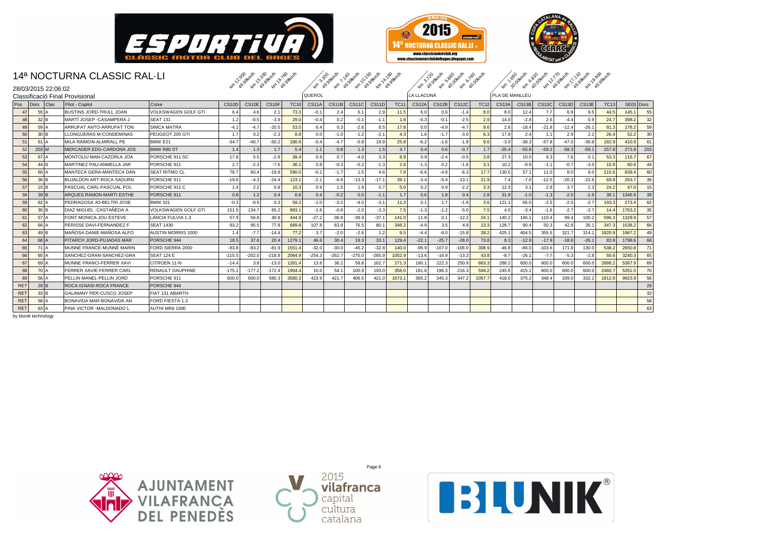# 14ª NOCTURNA CLASSIC RAL·LI

28/03/2015 22:06:02

Classificació Final Provisional

| | | | | | km 12.950 49.99km/h | km 15.330 49.99km/h | km 19.760 49.99km/h | | km 3.300 49.99km/h | km 7.140 49.99km/h | km 10.150 49.99km/h | km 14.180 49.99km/h | | km 3.720 49.99km/h | km 5.860 40.00km/h | km 6.780 40.00km/h | | km 1.660 30.00km/h | km 6.830 40.00km/h | km 12.770 49.99km/h | km 17.110 49.99km/h | km 19.900 49.99km/h | | | |
|---|---|---|---|---|---|---|---|---|---|---|---|---|---|---|---|---|---|---|---|---|---|---|---|---|---|
| | | | | | | | | | QUEROL | | | | | LA LLACUNA | | | | PLA DE MANLLEU | | | | | | | |
| Pos | Dors | Clas | Pilot - Copilot | Cotxe | CS10D | CS10E | CS10F | TC10 | CS11A | CS11B | CS11C | CS11D | TC11 | CS12A | CS12B | CS12C | TC12 | CS13A | CS13B | CS13C | CS13D | CS13E | TC13 | SE03 | Dors |
| 47 | 55 | A | BUSTINS JORD-TRULL JOAN | VOLKSWAGEN GOLF GTI | 6.4 | 4.6 | 2.1 | 73.3 | -0.1 | 2.4 | 6.1 | 2.9 | 11.5 | 6.0 | 0.6 | -1.4 | 8.0 | 8.0 | 12.4 | 7.7 | 6.9 | 9.5 | 44.5 | 145.1 | 55 |
| 48 | 32 | B | MARTÍ JOSEP -CASAMPERA J | SEAT 131 | 1.2 | -0.5 | -3.9 | 29.0 | -0.4 | 0.2 | -0.1 | -1.1 | 1.8 | -0.3 | -0.1 | -2.5 | 2.9 | 14.0 | -2.8 | 2.6 | -4.4 | 0.9 | 24.7 | 398.2 | 32 |
| 49 | 59 | A | ARRUFAT ANTO-ARRUFAT TON | SIMCA MATRA | -4.1 | -4.7 | -20.5 | 53.5 | 6.4 | 0.3 | -2.6 | 8.5 | 17.8 | 0.0 | -4.9 | -4.7 | 9.6 | 2.6 | -18.4 | -21.8 | -12.4 | -26.1 | 81.3 | 178.2 | 59 |
| 50 | 30 | B | LLONGUERAS M-CONDEMINAS | PEUGEOT 205 GTI | 1.7 | 0.2 | -2.3 | 8.8 | 0.0 | -1.0 | -1.2 | -2.1 | 4.3 | 1.6 | -1.7 | -3.0 | 6.3 | 17.8 | 2.4 | 1.1 | 2.9 | 2.2 | 26.4 | 52.2 | 30 |
| 51 | 61 | A | MILA RAIMON-ALMIRALL PE | BMW E21 | -34.7 | -40.7 | -50.2 | 180.6 | -0.4 | -4.7 | -0.8 | 19.9 | 25.8 | -6.2 | -1.6 | -1.8 | 9.6 | -3.0 | -38.3 | -57.8 | -47.0 | -36.8 | 182.9 | 410.9 | 61 |
| 52 | 203 | M | MERCADER EDG-CARDONA JOS | BMW R80 ST | 1.4 | 1.3 | 1.7 | 5.4 | 1.1 | 0.8 | 1.3 | 1.5 | 4.7 | 0.4 | 0.6 | -0.7 | 1.7 | -25.4 | -55.8 | -59.2 | -58.3 | -59.1 | 257.8 | 273.8 | 203 |
| 53 | 67 | A | MONTOLIU MAN-CAZORLA JOA | PORSCHE 911 SC | 17.8 | 5.5 | -2.9 | 39.4 | 0.9 | 0.7 | -4.0 | 3.3 | 8.9 | 0.9 | -2.4 | -0.5 | 3.8 | 27.3 | 10.0 | 8.3 | 7.6 | 0.1 | 53.3 | 116.7 | 67 |
| 54 | 44 | B | MARTINEZ PAU-ANMELLA JAR | PORSCHE 911 | 2.7 | -2.3 | -7.6 | 36.1 | 0.8 | -0.3 | -0.2 | -1.3 | 2.6 | -1.3 | 0.2 | -1.6 | 3.1 | 10.2 | -0.9 | -1.1 | -0.7 | -3.0 | 15.9 | 60.6 | 44 |
| 55 | 60 | A | MANTECA GERA-MANTECA DAN | SEAT RITMO CL | 78.7 | 60.4 | -19.9 | 590.0 | -0.1 | -1.7 | 1.5 | 4.6 | 7.9 | -6.6 | -4.8 | -6.3 | 17.7 | 130.5 | 57.1 | 11.0 | 8.0 | 9.0 | 215.6 | 839.4 | 60 |
| 56 | 36 | B | BUJALDON ART-ROCA SADURN | PORSCHE 911 | -19.6 | -4.3 | -24.4 | 123.1 | -2.1 | -6.6 | -13.3 | -17.1 | 39.1 | -3.4 | -5.4 | -13.1 | 21.9 | 7.4 | -7.0 | -12.5 | -20.3 | -22.6 | 69.8 | 263.7 | 36 |
| 57 | 15 | B | PASCUAL CARL-PASCUAL POL | PORSCHE 911 C | 1.4 | 2.2 | 0.8 | 10.3 | 0.9 | 1.5 | 1.9 | 0.7 | 5.0 | 0.2 | 0.9 | -2.2 | 3.3 | 12.3 | 3.1 | 2.8 | 3.7 | 2.3 | 24.2 | 47.0 | 15 |
| 58 | 39 | B | ARQUES RAMON-MARTI ESTHE | PORSCHE 911 | 0.8 | 1.2 | 0.4 | 6.6 | 0.4 | -0.2 | 0.0 | -1.1 | 1.7 | 0.6 | 1.8 | 0.4 | 2.8 | 31.9 | -1.0 | -1.3 | -2.0 | -1.9 | 38.1 | 1346.9 | 39 |
| 59 | 62 | A | PEDRAGOSA JO-BELTRI JOSE | BMW 321 | -0.3 | -0.5 | 0.3 | 59.2 | -1.0 | -3.2 | -4.0 | -3.1 | 11.3 | 0.1 | 1.7 | -1.8 | 3.6 | 121.1 | 65.0 | -2.5 | -2.0 | -2.7 | 193.3 | 273.4 | 62 |
| 60 | 35 | B | DIAZ MIGUEL -CASTAÑEDA A | VOLKSWAGEN GOLF GTI | 151.5 | 134.7 | 65.2 | 893.1 | -1.6 | -0.6 | -2.0 | -3.3 | 7.5 | -1.3 | -1.2 | -5.0 | 7.5 | 4.0 | -3.4 | -1.6 | -2.7 | -2.7 | 14.4 | 1763.2 | 35 |
| 61 | 57 | A | FONT MONICA-JOU ESTEVE | LANCIA FULVIA 1.3 | 57.9 | 56.8 | 40.8 | 444.9 | -27.2 | -36.8 | -39.9 | -37.1 | 141.0 | 11.8 | 0.1 | -12.2 | 24.1 | 140.2 | 146.1 | 110.4 | 99.4 | 100.2 | 596.3 | 1329.9 | 57 |
| 62 | 66 | A | PERISSE DAVI-FERNANDEZ F | SEAT 1430 | 93.2 | 95.5 | 77.8 | 689.8 | 107.8 | 83.8 | 76.5 | 80.1 | 348.2 | -4.9 | 3.5 | 4.9 | 13.3 | 128.7 | 90.4 | 50.3 | 42.8 | 35.1 | 347.3 | 1538.2 | 66 |
| 63 | 49 | B | MAÑOSA DANIE-MAÑOSA ALFO | AUSTIN MORRIS 1000 | 1.4 | -7.7 | -14.4 | 77.2 | 3.7 | -2.0 | -2.6 | 1.2 | 9.5 | -4.4 | -8.0 | -15.8 | 28.2 | 425.1 | 404.5 | 355.5 | 321.7 | 314.1 | 1820.9 | 1967.2 | 49 |
| 64 | 68 | A | PITARCH JORD-PUJADAS MAR | PORSCHE 944 | 18.5 | 37.6 | 20.4 | 1279.1 | 46.6 | 30.4 | 19.3 | 33.1 | 129.4 | -22.1 | -25.7 | -26.0 | 73.8 | 8.3 | -12.9 | -17.9 | -18.6 | -26.1 | 83.8 | 1798.6 | 68 |
| 65 | 71 | A | MUNNE FRANCE-MUNNÉ MARIN | FORD SIERRA 2000 | -83.8 | -83.2 | -81.9 | 1551.4 | -32.0 | -30.0 | -45.2 | -32.8 | 140.0 | -95.9 | -107.0 | -106.0 | 308.9 | -46.8 | -86.0 | -103.6 | 171.8 | 130.0 | 538.2 | 2650.8 | 71 |
| 66 | 65 | A | SANCHEZ-GRAN-SANCHEZ-GRA | SEAT 124 E | -215.5 | -202.0 | -218.8 | 2064.9 | -254.3 | -262.7 | -270.0 | -265.9 | 1052.9 | -13.6 | -16.9 | -13.3 | 43.8 | -8.7 | -26.1 | -7.7 | -5.3 | -2.8 | 50.6 | 3240.3 | 65 |
| 67 | 69 | A | MUNNE FRANCI-FERRER XAVI | CITROEN 11-N | -14.4 | 3.8 | -13.0 | 1261.4 | 13.6 | 36.2 | 58.8 | 162.7 | 271.3 | 190.1 | 222.3 | 250.9 | 663.3 | 288.2 | 600.0 | 600.0 | 600.0 | 600.0 | 2688.2 | 5367.9 | 69 |
| 68 | 70 | A | FERRER XAVIE-FERRER CARL | RENAULT DAUPHINE | -175.1 | -177.2 | -172.4 | 1904.4 | 10.0 | 54.1 | 100.9 | 193.0 | 358.0 | 181.6 | 196.3 | 216.3 | 594.2 | 245.6 | 415.1 | 600.0 | 600.0 | 600.0 | 2460.7 | 5351.0 | 70 |
| 69 | 56 | A | PELLIN MANEL-PELLIN JORD | PORSCHE 911 | 600.0 | 600.0 | 580.3 | 3580.3 | 423.9 | 421.7 | 406.5 | 421.0 | 1673.1 | 365.2 | 345.3 | 347.2 | 1057.7 | 418.0 | 375.2 | 348.4 | 339.0 | 332.2 | 1812.8 | 9923.9 | 56 |
| RET | 29 | B | ROCA IGNASI-ROCA FRANCE | PORSCHE 944 | | | | | | | | | | | | | | | | | | | | | 29 |
| RET | 33 | B | GALIMANY PER-CUSCO JOSEP | FIAT 131 ABARTH | | | | | | | | | | | | | | | | | | | | | 33 |
| RET | 58 | A | BONAVIDA MAR-BONAVIDA AN | FORD FIESTA 1.3 | | | | | | | | | | | | | | | | | | | | | 58 |
| RET | 63 | A | PINA VICTOR -MALDONADO L | AUTHI MINI 1000 | | | | | | | | | | | | | | | | | | | | | 63 |

by blunik technology